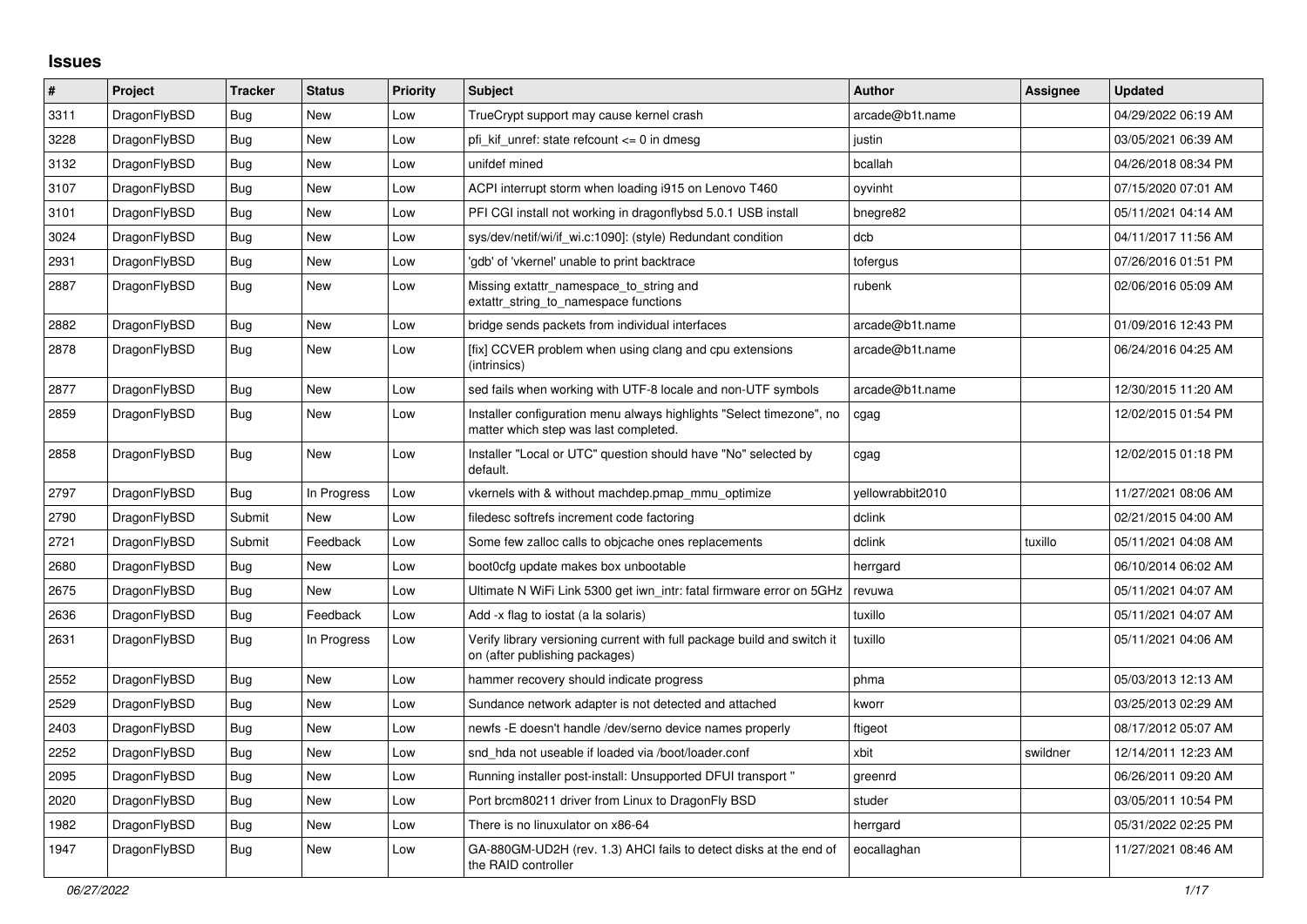## Issues

| # | Project | Tracker | Status | Priority | Subject | Author | Assignee | Updated |
|---|---|---|---|---|---|---|---|---|
| 3311 | DragonFlyBSD | Bug | New | Low | TrueCrypt support may cause kernel crash | arcade@b1t.name | | 04/29/2022 06:19 AM |
| 3228 | DragonFlyBSD | Bug | New | Low | pfi_kif_unref: state refcount <= 0 in dmesg | justin | | 03/05/2021 06:39 AM |
| 3132 | DragonFlyBSD | Bug | New | Low | unifdef mined | bcallah | | 04/26/2018 08:34 PM |
| 3107 | DragonFlyBSD | Bug | New | Low | ACPI interrupt storm when loading i915 on Lenovo T460 | oyvinht | | 07/15/2020 07:01 AM |
| 3101 | DragonFlyBSD | Bug | New | Low | PFI CGI install not working in dragonflybsd 5.0.1 USB install | bnegre82 | | 05/11/2021 04:14 AM |
| 3024 | DragonFlyBSD | Bug | New | Low | sys/dev/netif/wi/if_wi.c:1090]: (style) Redundant condition | dcb | | 04/11/2017 11:56 AM |
| 2931 | DragonFlyBSD | Bug | New | Low | 'gdb' of 'vkernel' unable to print backtrace | tofergus | | 07/26/2016 01:51 PM |
| 2887 | DragonFlyBSD | Bug | New | Low | Missing extattr_namespace_to_string and extattr_string_to_namespace functions | rubenk | | 02/06/2016 05:09 AM |
| 2882 | DragonFlyBSD | Bug | New | Low | bridge sends packets from individual interfaces | arcade@b1t.name | | 01/09/2016 12:43 PM |
| 2878 | DragonFlyBSD | Bug | New | Low | [fix] CCVER problem when using clang and cpu extensions (intrinsics) | arcade@b1t.name | | 06/24/2016 04:25 AM |
| 2877 | DragonFlyBSD | Bug | New | Low | sed fails when working with UTF-8 locale and non-UTF symbols | arcade@b1t.name | | 12/30/2015 11:20 AM |
| 2859 | DragonFlyBSD | Bug | New | Low | Installer configuration menu always highlights "Select timezone", no matter which step was last completed. | cgag | | 12/02/2015 01:54 PM |
| 2858 | DragonFlyBSD | Bug | New | Low | Installer "Local or UTC" question should have "No" selected by default. | cgag | | 12/02/2015 01:18 PM |
| 2797 | DragonFlyBSD | Bug | In Progress | Low | vkernels with & without machdep.pmap_mmu_optimize | yellowrabbit2010 | | 11/27/2021 08:06 AM |
| 2790 | DragonFlyBSD | Submit | New | Low | filedesc softrefs increment code factoring | dclink | | 02/21/2015 04:00 AM |
| 2721 | DragonFlyBSD | Submit | Feedback | Low | Some few zalloc calls to objcache ones replacements | dclink | tuxillo | 05/11/2021 04:08 AM |
| 2680 | DragonFlyBSD | Bug | New | Low | boot0cfg update makes box unbootable | herrgard | | 06/10/2014 06:02 AM |
| 2675 | DragonFlyBSD | Bug | New | Low | Ultimate N WiFi Link 5300 get iwn_intr: fatal firmware error on 5GHz | revuwa | | 05/11/2021 04:07 AM |
| 2636 | DragonFlyBSD | Bug | Feedback | Low | Add -x flag to iostat (a la solaris) | tuxillo | | 05/11/2021 04:07 AM |
| 2631 | DragonFlyBSD | Bug | In Progress | Low | Verify library versioning current with full package build and switch it on (after publishing packages) | tuxillo | | 05/11/2021 04:06 AM |
| 2552 | DragonFlyBSD | Bug | New | Low | hammer recovery should indicate progress | phma | | 05/03/2013 12:13 AM |
| 2529 | DragonFlyBSD | Bug | New | Low | Sundance network adapter is not detected and attached | kworr | | 03/25/2013 02:29 AM |
| 2403 | DragonFlyBSD | Bug | New | Low | newfs -E doesn't handle /dev/serno device names properly | ftigeot | | 08/17/2012 05:07 AM |
| 2252 | DragonFlyBSD | Bug | New | Low | snd_hda not useable if loaded via /boot/loader.conf | xbit | swildner | 12/14/2011 12:23 AM |
| 2095 | DragonFlyBSD | Bug | New | Low | Running installer post-install: Unsupported DFUI transport " | greenrd | | 06/26/2011 09:20 AM |
| 2020 | DragonFlyBSD | Bug | New | Low | Port brcm80211 driver from Linux to DragonFly BSD | studer | | 03/05/2011 10:54 PM |
| 1982 | DragonFlyBSD | Bug | New | Low | There is no linuxulator on x86-64 | herrgard | | 05/31/2022 02:25 PM |
| 1947 | DragonFlyBSD | Bug | New | Low | GA-880GM-UD2H (rev. 1.3) AHCI fails to detect disks at the end of the RAID controller | eocallaghan | | 11/27/2021 08:46 AM |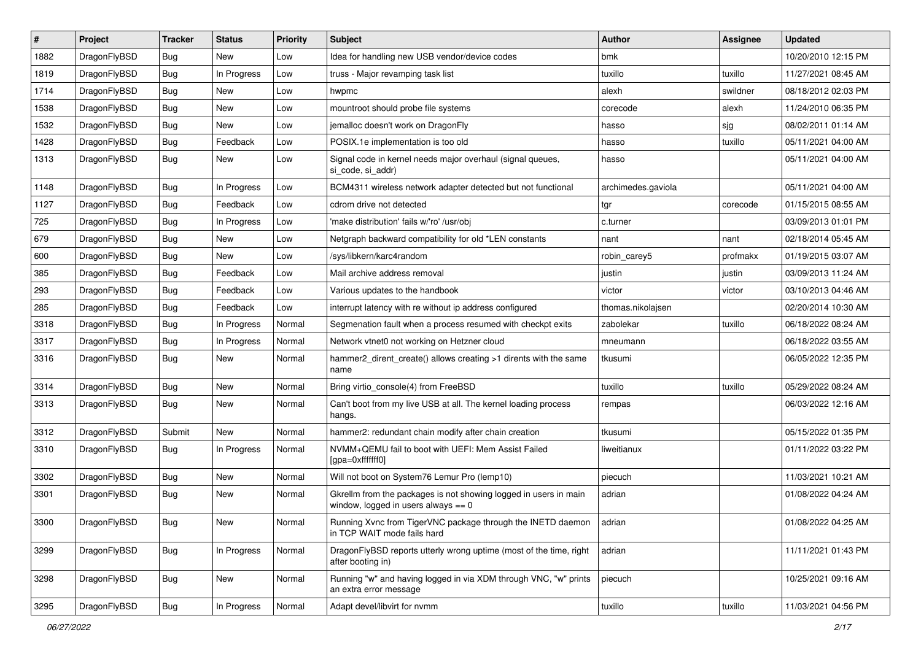| # | Project | Tracker | Status | Priority | Subject | Author | Assignee | Updated |
|---|---|---|---|---|---|---|---|---|
| 1882 | DragonFlyBSD | Bug | New | Low | Idea for handling new USB vendor/device codes | bmk | | 10/20/2010 12:15 PM |
| 1819 | DragonFlyBSD | Bug | In Progress | Low | truss - Major revamping task list | tuxillo | tuxillo | 11/27/2021 08:45 AM |
| 1714 | DragonFlyBSD | Bug | New | Low | hwpmc | alexh | swildner | 08/18/2012 02:03 PM |
| 1538 | DragonFlyBSD | Bug | New | Low | mountroot should probe file systems | corecode | alexh | 11/24/2010 06:35 PM |
| 1532 | DragonFlyBSD | Bug | New | Low | jemalloc doesn't work on DragonFly | hasso | sjg | 08/02/2011 01:14 AM |
| 1428 | DragonFlyBSD | Bug | Feedback | Low | POSIX.1e implementation is too old | hasso | tuxillo | 05/11/2021 04:00 AM |
| 1313 | DragonFlyBSD | Bug | New | Low | Signal code in kernel needs major overhaul (signal queues, si_code, si_addr) | hasso | | 05/11/2021 04:00 AM |
| 1148 | DragonFlyBSD | Bug | In Progress | Low | BCM4311 wireless network adapter detected but not functional | archimedes.gaviola | | 05/11/2021 04:00 AM |
| 1127 | DragonFlyBSD | Bug | Feedback | Low | cdrom drive not detected | tgr | corecode | 01/15/2015 08:55 AM |
| 725 | DragonFlyBSD | Bug | In Progress | Low | 'make distribution' fails w/'ro' /usr/obj | c.turner | | 03/09/2013 01:01 PM |
| 679 | DragonFlyBSD | Bug | New | Low | Netgraph backward compatibility for old *LEN constants | nant | nant | 02/18/2014 05:45 AM |
| 600 | DragonFlyBSD | Bug | New | Low | /sys/libkern/karc4random | robin_carey5 | profmakx | 01/19/2015 03:07 AM |
| 385 | DragonFlyBSD | Bug | Feedback | Low | Mail archive address removal | justin | justin | 03/09/2013 11:24 AM |
| 293 | DragonFlyBSD | Bug | Feedback | Low | Various updates to the handbook | victor | victor | 03/10/2013 04:46 AM |
| 285 | DragonFlyBSD | Bug | Feedback | Low | interrupt latency with re without ip address configured | thomas.nikolajsen | | 02/20/2014 10:30 AM |
| 3318 | DragonFlyBSD | Bug | In Progress | Normal | Segmenation fault when a process resumed with checkpt exits | zabolekar | tuxillo | 06/18/2022 08:24 AM |
| 3317 | DragonFlyBSD | Bug | In Progress | Normal | Network vtnet0 not working on Hetzner cloud | mneumann | | 06/18/2022 03:55 AM |
| 3316 | DragonFlyBSD | Bug | New | Normal | hammer2_dirent_create() allows creating >1 dirents with the same name | tkusumi | | 06/05/2022 12:35 PM |
| 3314 | DragonFlyBSD | Bug | New | Normal | Bring virtio_console(4) from FreeBSD | tuxillo | tuxillo | 05/29/2022 08:24 AM |
| 3313 | DragonFlyBSD | Bug | New | Normal | Can't boot from my live USB at all. The kernel loading process hangs. | rempas | | 06/03/2022 12:16 AM |
| 3312 | DragonFlyBSD | Submit | New | Normal | hammer2: redundant chain modify after chain creation | tkusumi | | 05/15/2022 01:35 PM |
| 3310 | DragonFlyBSD | Bug | In Progress | Normal | NVMM+QEMU fail to boot with UEFI: Mem Assist Failed [gpa=0xfffffff0] | liweitianux | | 01/11/2022 03:22 PM |
| 3302 | DragonFlyBSD | Bug | New | Normal | Will not boot on System76 Lemur Pro (lemp10) | piecuch | | 11/03/2021 10:21 AM |
| 3301 | DragonFlyBSD | Bug | New | Normal | Gkrellm from the packages is not showing logged in users in main window, logged in users always == 0 | adrian | | 01/08/2022 04:24 AM |
| 3300 | DragonFlyBSD | Bug | New | Normal | Running Xvnc from TigerVNC package through the INETD daemon in TCP WAIT mode fails hard | adrian | | 01/08/2022 04:25 AM |
| 3299 | DragonFlyBSD | Bug | In Progress | Normal | DragonFlyBSD reports utterly wrong uptime (most of the time, right after booting in) | adrian | | 11/11/2021 01:43 PM |
| 3298 | DragonFlyBSD | Bug | New | Normal | Running "w" and having logged in via XDM through VNC, "w" prints an extra error message | piecuch | | 10/25/2021 09:16 AM |
| 3295 | DragonFlyBSD | Bug | In Progress | Normal | Adapt devel/libvirt for nvmm | tuxillo | tuxillo | 11/03/2021 04:56 PM |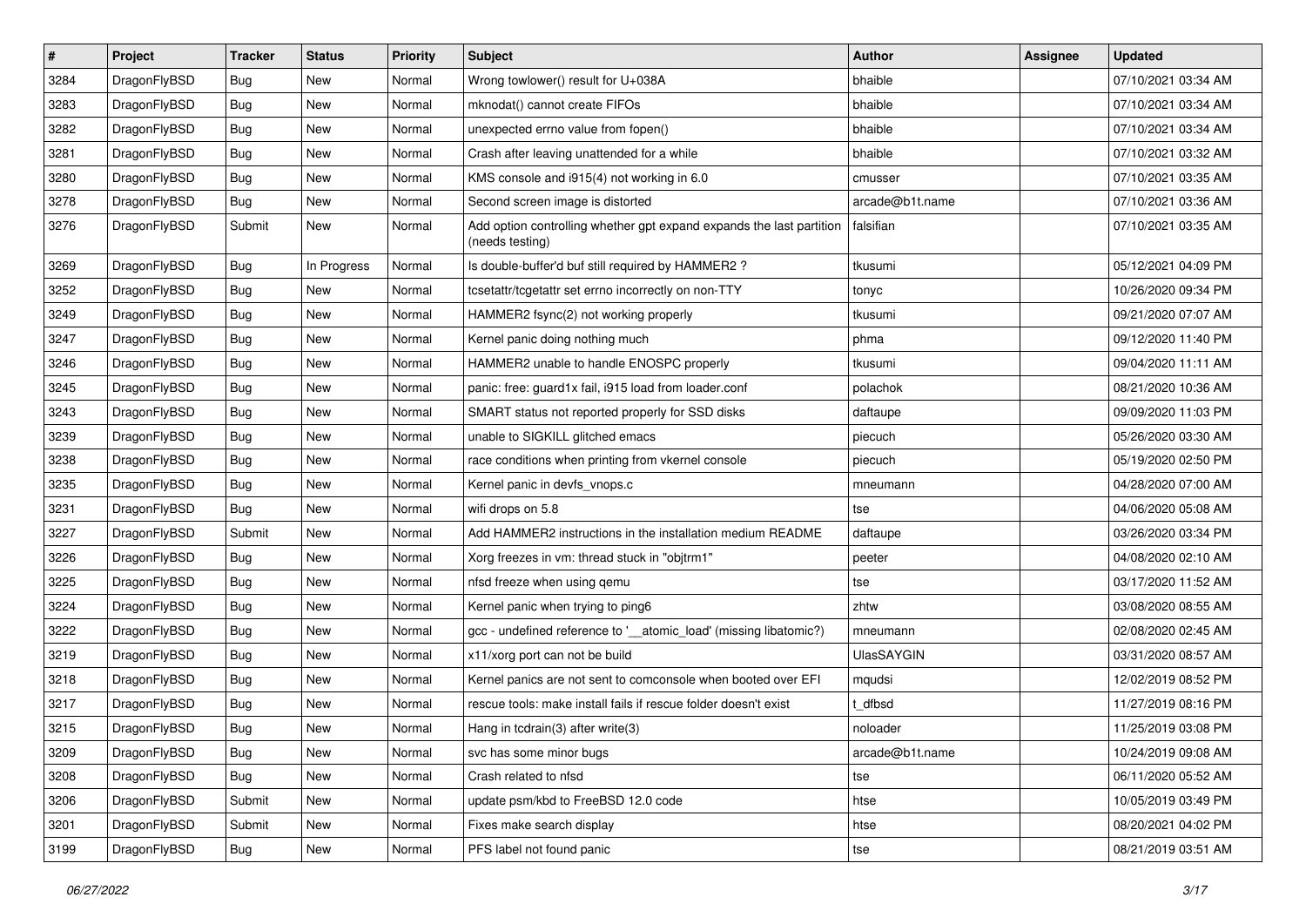| # | Project | Tracker | Status | Priority | Subject | Author | Assignee | Updated |
| --- | --- | --- | --- | --- | --- | --- | --- | --- |
| 3284 | DragonFlyBSD | Bug | New | Normal | Wrong towlower() result for U+038A | bhaible | | 07/10/2021 03:34 AM |
| 3283 | DragonFlyBSD | Bug | New | Normal | mknodat() cannot create FIFOs | bhaible | | 07/10/2021 03:34 AM |
| 3282 | DragonFlyBSD | Bug | New | Normal | unexpected errno value from fopen() | bhaible | | 07/10/2021 03:34 AM |
| 3281 | DragonFlyBSD | Bug | New | Normal | Crash after leaving unattended for a while | bhaible | | 07/10/2021 03:32 AM |
| 3280 | DragonFlyBSD | Bug | New | Normal | KMS console and i915(4) not working in 6.0 | cmusser | | 07/10/2021 03:35 AM |
| 3278 | DragonFlyBSD | Bug | New | Normal | Second screen image is distorted | arcade@b1t.name | | 07/10/2021 03:36 AM |
| 3276 | DragonFlyBSD | Submit | New | Normal | Add option controlling whether gpt expand expands the last partition (needs testing) | falsifian | | 07/10/2021 03:35 AM |
| 3269 | DragonFlyBSD | Bug | In Progress | Normal | Is double-buffer'd buf still required by HAMMER2 ? | tkusumi | | 05/12/2021 04:09 PM |
| 3252 | DragonFlyBSD | Bug | New | Normal | tcsetattr/tcgetattr set errno incorrectly on non-TTY | tonyc | | 10/26/2020 09:34 PM |
| 3249 | DragonFlyBSD | Bug | New | Normal | HAMMER2 fsync(2) not working properly | tkusumi | | 09/21/2020 07:07 AM |
| 3247 | DragonFlyBSD | Bug | New | Normal | Kernel panic doing nothing much | phma | | 09/12/2020 11:40 PM |
| 3246 | DragonFlyBSD | Bug | New | Normal | HAMMER2 unable to handle ENOSPC properly | tkusumi | | 09/04/2020 11:11 AM |
| 3245 | DragonFlyBSD | Bug | New | Normal | panic: free: guard1x fail, i915 load from loader.conf | polachok | | 08/21/2020 10:36 AM |
| 3243 | DragonFlyBSD | Bug | New | Normal | SMART status not reported properly for SSD disks | daftaupe | | 09/09/2020 11:03 PM |
| 3239 | DragonFlyBSD | Bug | New | Normal | unable to SIGKILL glitched emacs | piecuch | | 05/26/2020 03:30 AM |
| 3238 | DragonFlyBSD | Bug | New | Normal | race conditions when printing from vkernel console | piecuch | | 05/19/2020 02:50 PM |
| 3235 | DragonFlyBSD | Bug | New | Normal | Kernel panic in devfs_vnops.c | mneumann | | 04/28/2020 07:00 AM |
| 3231 | DragonFlyBSD | Bug | New | Normal | wifi drops on 5.8 | tse | | 04/06/2020 05:08 AM |
| 3227 | DragonFlyBSD | Submit | New | Normal | Add HAMMER2 instructions in the installation medium README | daftaupe | | 03/26/2020 03:34 PM |
| 3226 | DragonFlyBSD | Bug | New | Normal | Xorg freezes in vm: thread stuck in "objtrm1" | peeter | | 04/08/2020 02:10 AM |
| 3225 | DragonFlyBSD | Bug | New | Normal | nfsd freeze when using qemu | tse | | 03/17/2020 11:52 AM |
| 3224 | DragonFlyBSD | Bug | New | Normal | Kernel panic when trying to ping6 | zhtw | | 03/08/2020 08:55 AM |
| 3222 | DragonFlyBSD | Bug | New | Normal | gcc - undefined reference to '__atomic_load' (missing libatomic?) | mneumann | | 02/08/2020 02:45 AM |
| 3219 | DragonFlyBSD | Bug | New | Normal | x11/xorg port can not be build | UlasSAYGIN | | 03/31/2020 08:57 AM |
| 3218 | DragonFlyBSD | Bug | New | Normal | Kernel panics are not sent to comconsole when booted over EFI | mqudsi | | 12/02/2019 08:52 PM |
| 3217 | DragonFlyBSD | Bug | New | Normal | rescue tools: make install fails if rescue folder doesn't exist | t_dfbsd | | 11/27/2019 08:16 PM |
| 3215 | DragonFlyBSD | Bug | New | Normal | Hang in tcdrain(3) after write(3) | noloader | | 11/25/2019 03:08 PM |
| 3209 | DragonFlyBSD | Bug | New | Normal | svc has some minor bugs | arcade@b1t.name | | 10/24/2019 09:08 AM |
| 3208 | DragonFlyBSD | Bug | New | Normal | Crash related to nfsd | tse | | 06/11/2020 05:52 AM |
| 3206 | DragonFlyBSD | Submit | New | Normal | update psm/kbd to FreeBSD 12.0 code | htse | | 10/05/2019 03:49 PM |
| 3201 | DragonFlyBSD | Submit | New | Normal | Fixes make search display | htse | | 08/20/2021 04:02 PM |
| 3199 | DragonFlyBSD | Bug | New | Normal | PFS label not found panic | tse | | 08/21/2019 03:51 AM |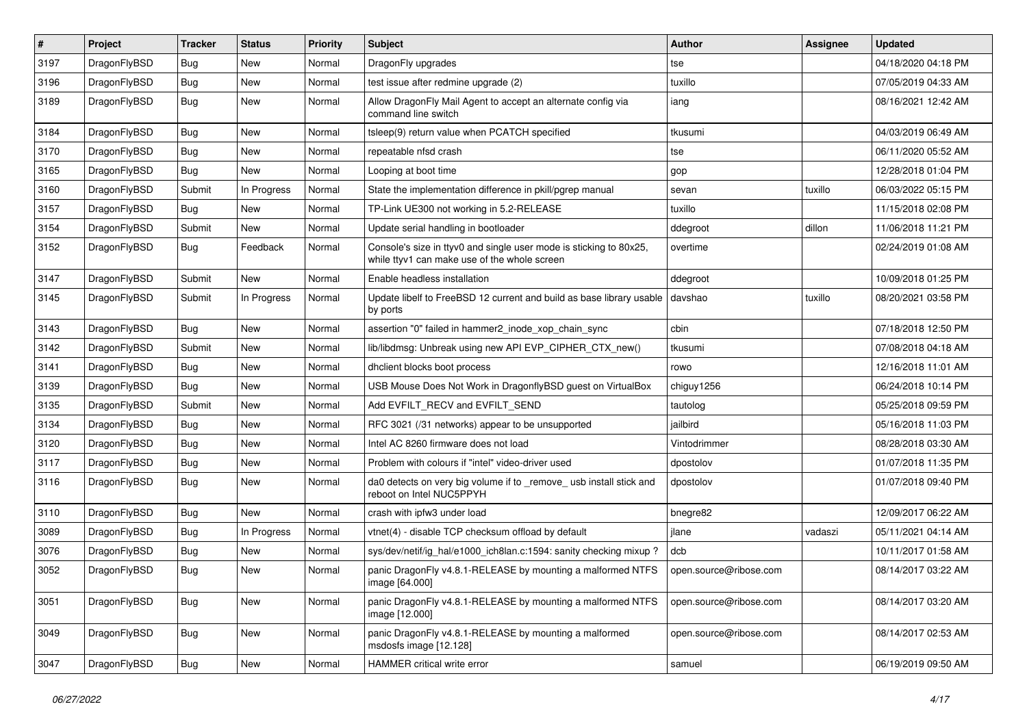| # | Project | Tracker | Status | Priority | Subject | Author | Assignee | Updated |
|---|---|---|---|---|---|---|---|---|
| 3197 | DragonFlyBSD | Bug | New | Normal | DragonFly upgrades | tse | | 04/18/2020 04:18 PM |
| 3196 | DragonFlyBSD | Bug | New | Normal | test issue after redmine upgrade (2) | tuxillo | | 07/05/2019 04:33 AM |
| 3189 | DragonFlyBSD | Bug | New | Normal | Allow DragonFly Mail Agent to accept an alternate config via command line switch | iang | | 08/16/2021 12:42 AM |
| 3184 | DragonFlyBSD | Bug | New | Normal | tsleep(9) return value when PCATCH specified | tkusumi | | 04/03/2019 06:49 AM |
| 3170 | DragonFlyBSD | Bug | New | Normal | repeatable nfsd crash | tse | | 06/11/2020 05:52 AM |
| 3165 | DragonFlyBSD | Bug | New | Normal | Looping at boot time | gop | | 12/28/2018 01:04 PM |
| 3160 | DragonFlyBSD | Submit | In Progress | Normal | State the implementation difference in pkill/pgrep manual | sevan | tuxillo | 06/03/2022 05:15 PM |
| 3157 | DragonFlyBSD | Bug | New | Normal | TP-Link UE300 not working in 5.2-RELEASE | tuxillo | | 11/15/2018 02:08 PM |
| 3154 | DragonFlyBSD | Submit | New | Normal | Update serial handling in bootloader | ddegroot | dillon | 11/06/2018 11:21 PM |
| 3152 | DragonFlyBSD | Bug | Feedback | Normal | Console's size in ttyv0 and single user mode is sticking to 80x25, while ttyv1 can make use of the whole screen | overtime | | 02/24/2019 01:08 AM |
| 3147 | DragonFlyBSD | Submit | New | Normal | Enable headless installation | ddegroot | | 10/09/2018 01:25 PM |
| 3145 | DragonFlyBSD | Submit | In Progress | Normal | Update libelf to FreeBSD 12 current and build as base library usable by ports | davshao | tuxillo | 08/20/2021 03:58 PM |
| 3143 | DragonFlyBSD | Bug | New | Normal | assertion "0" failed in hammer2_inode_xop_chain_sync | cbin | | 07/18/2018 12:50 PM |
| 3142 | DragonFlyBSD | Submit | New | Normal | lib/libdmsg: Unbreak using new API EVP_CIPHER_CTX_new() | tkusumi | | 07/08/2018 04:18 AM |
| 3141 | DragonFlyBSD | Bug | New | Normal | dhclient blocks boot process | rowo | | 12/16/2018 11:01 AM |
| 3139 | DragonFlyBSD | Bug | New | Normal | USB Mouse Does Not Work in DragonflyBSD guest on VirtualBox | chiguy1256 | | 06/24/2018 10:14 PM |
| 3135 | DragonFlyBSD | Submit | New | Normal | Add EVFILT_RECV and EVFILT_SEND | tautolog | | 05/25/2018 09:59 PM |
| 3134 | DragonFlyBSD | Bug | New | Normal | RFC 3021 (/31 networks) appear to be unsupported | jailbird | | 05/16/2018 11:03 PM |
| 3120 | DragonFlyBSD | Bug | New | Normal | Intel AC 8260 firmware does not load | Vintodrimmer | | 08/28/2018 03:30 AM |
| 3117 | DragonFlyBSD | Bug | New | Normal | Problem with colours if "intel" video-driver used | dpostolov | | 01/07/2018 11:35 PM |
| 3116 | DragonFlyBSD | Bug | New | Normal | da0 detects on very big volume if to _remove_ usb install stick and reboot on Intel NUC5PPYH | dpostolov | | 01/07/2018 09:40 PM |
| 3110 | DragonFlyBSD | Bug | New | Normal | crash with ipfw3 under load | bnegre82 | | 12/09/2017 06:22 AM |
| 3089 | DragonFlyBSD | Bug | In Progress | Normal | vtnet(4) - disable TCP checksum offload by default | jlane | vadaszi | 05/11/2021 04:14 AM |
| 3076 | DragonFlyBSD | Bug | New | Normal | sys/dev/netif/ig_hal/e1000_ich8lan.c:1594: sanity checking mixup ? | dcb | | 10/11/2017 01:58 AM |
| 3052 | DragonFlyBSD | Bug | New | Normal | panic DragonFly v4.8.1-RELEASE by mounting a malformed NTFS image [64.000] | open.source@ribose.com | | 08/14/2017 03:22 AM |
| 3051 | DragonFlyBSD | Bug | New | Normal | panic DragonFly v4.8.1-RELEASE by mounting a malformed NTFS image [12.000] | open.source@ribose.com | | 08/14/2017 03:20 AM |
| 3049 | DragonFlyBSD | Bug | New | Normal | panic DragonFly v4.8.1-RELEASE by mounting a malformed msdosfs image [12.128] | open.source@ribose.com | | 08/14/2017 02:53 AM |
| 3047 | DragonFlyBSD | Bug | New | Normal | HAMMER critical write error | samuel | | 06/19/2019 09:50 AM |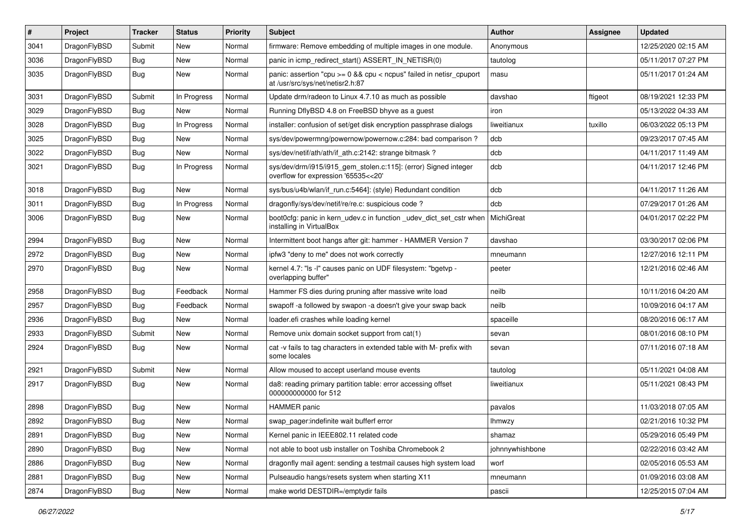| # | Project | Tracker | Status | Priority | Subject | Author | Assignee | Updated |
|---|---|---|---|---|---|---|---|---|
| 3041 | DragonFlyBSD | Submit | New | Normal | firmware: Remove embedding of multiple images in one module. | Anonymous | | 12/25/2020 02:15 AM |
| 3036 | DragonFlyBSD | Bug | New | Normal | panic in icmp_redirect_start() ASSERT_IN_NETISR(0) | tautolog | | 05/11/2017 07:27 PM |
| 3035 | DragonFlyBSD | Bug | New | Normal | panic: assertion "cpu >= 0 && cpu < ncpus" failed in netisr_cpuport at /usr/src/sys/net/netisr2.h:87 | masu | | 05/11/2017 01:24 AM |
| 3031 | DragonFlyBSD | Submit | In Progress | Normal | Update drm/radeon to Linux 4.7.10 as much as possible | davshao | ftigeot | 08/19/2021 12:33 PM |
| 3029 | DragonFlyBSD | Bug | New | Normal | Running DflyBSD 4.8 on FreeBSD bhyve as a guest | iron | | 05/13/2022 04:33 AM |
| 3028 | DragonFlyBSD | Bug | In Progress | Normal | installer: confusion of set/get disk encryption passphrase dialogs | liweitianux | tuxillo | 06/03/2022 05:13 PM |
| 3025 | DragonFlyBSD | Bug | New | Normal | sys/dev/powermng/powernow/powernow.c:284: bad comparison ? | dcb | | 09/23/2017 07:45 AM |
| 3022 | DragonFlyBSD | Bug | New | Normal | sys/dev/netif/ath/ath/if_ath.c:2142: strange bitmask ? | dcb | | 04/11/2017 11:49 AM |
| 3021 | DragonFlyBSD | Bug | In Progress | Normal | sys/dev/drm/i915/i915_gem_stolen.c:115]: (error) Signed integer overflow for expression '65535<<20' | dcb | | 04/11/2017 12:46 PM |
| 3018 | DragonFlyBSD | Bug | New | Normal | sys/bus/u4b/wlan/if_run.c:5464]: (style) Redundant condition | dcb | | 04/11/2017 11:26 AM |
| 3011 | DragonFlyBSD | Bug | In Progress | Normal | dragonfly/sys/dev/netif/re/re.c: suspicious code ? | dcb | | 07/29/2017 01:26 AM |
| 3006 | DragonFlyBSD | Bug | New | Normal | boot0cfg: panic in kern_udev.c in function _udev_dict_set_cstr when installing in VirtualBox | MichiGreat | | 04/01/2017 02:22 PM |
| 2994 | DragonFlyBSD | Bug | New | Normal | Intermittent boot hangs after git: hammer - HAMMER Version 7 | davshao | | 03/30/2017 02:06 PM |
| 2972 | DragonFlyBSD | Bug | New | Normal | ipfw3 "deny to me" does not work correctly | mneumann | | 12/27/2016 12:11 PM |
| 2970 | DragonFlyBSD | Bug | New | Normal | kernel 4.7: "ls -l" causes panic on UDF filesystem: "bgetvp - overlapping buffer" | peeter | | 12/21/2016 02:46 AM |
| 2958 | DragonFlyBSD | Bug | Feedback | Normal | Hammer FS dies during pruning after massive write load | neilb | | 10/11/2016 04:20 AM |
| 2957 | DragonFlyBSD | Bug | Feedback | Normal | swapoff -a followed by swapon -a doesn't give your swap back | neilb | | 10/09/2016 04:17 AM |
| 2936 | DragonFlyBSD | Bug | New | Normal | loader.efi crashes while loading kernel | spaceille | | 08/20/2016 06:17 AM |
| 2933 | DragonFlyBSD | Submit | New | Normal | Remove unix domain socket support from cat(1) | sevan | | 08/01/2016 08:10 PM |
| 2924 | DragonFlyBSD | Bug | New | Normal | cat -v fails to tag characters in extended table with M- prefix with some locales | sevan | | 07/11/2016 07:18 AM |
| 2921 | DragonFlyBSD | Submit | New | Normal | Allow moused to accept userland mouse events | tautolog | | 05/11/2021 04:08 AM |
| 2917 | DragonFlyBSD | Bug | New | Normal | da8: reading primary partition table: error accessing offset 000000000000 for 512 | liweitianux | | 05/11/2021 08:43 PM |
| 2898 | DragonFlyBSD | Bug | New | Normal | HAMMER panic | pavalos | | 11/03/2018 07:05 AM |
| 2892 | DragonFlyBSD | Bug | New | Normal | swap_pager:indefinite wait bufferf error | lhmwzy | | 02/21/2016 10:32 PM |
| 2891 | DragonFlyBSD | Bug | New | Normal | Kernel panic in IEEE802.11 related code | shamaz | | 05/29/2016 05:49 PM |
| 2890 | DragonFlyBSD | Bug | New | Normal | not able to boot usb installer on Toshiba Chromebook 2 | johnnywhishbone | | 02/22/2016 03:42 AM |
| 2886 | DragonFlyBSD | Bug | New | Normal | dragonfly mail agent: sending a testmail causes high system load | worf | | 02/05/2016 05:53 AM |
| 2881 | DragonFlyBSD | Bug | New | Normal | Pulseaudio hangs/resets system when starting X11 | mneumann | | 01/09/2016 03:08 AM |
| 2874 | DragonFlyBSD | Bug | New | Normal | make world DESTDIR=/emptydir fails | pascii | | 12/25/2015 07:04 AM |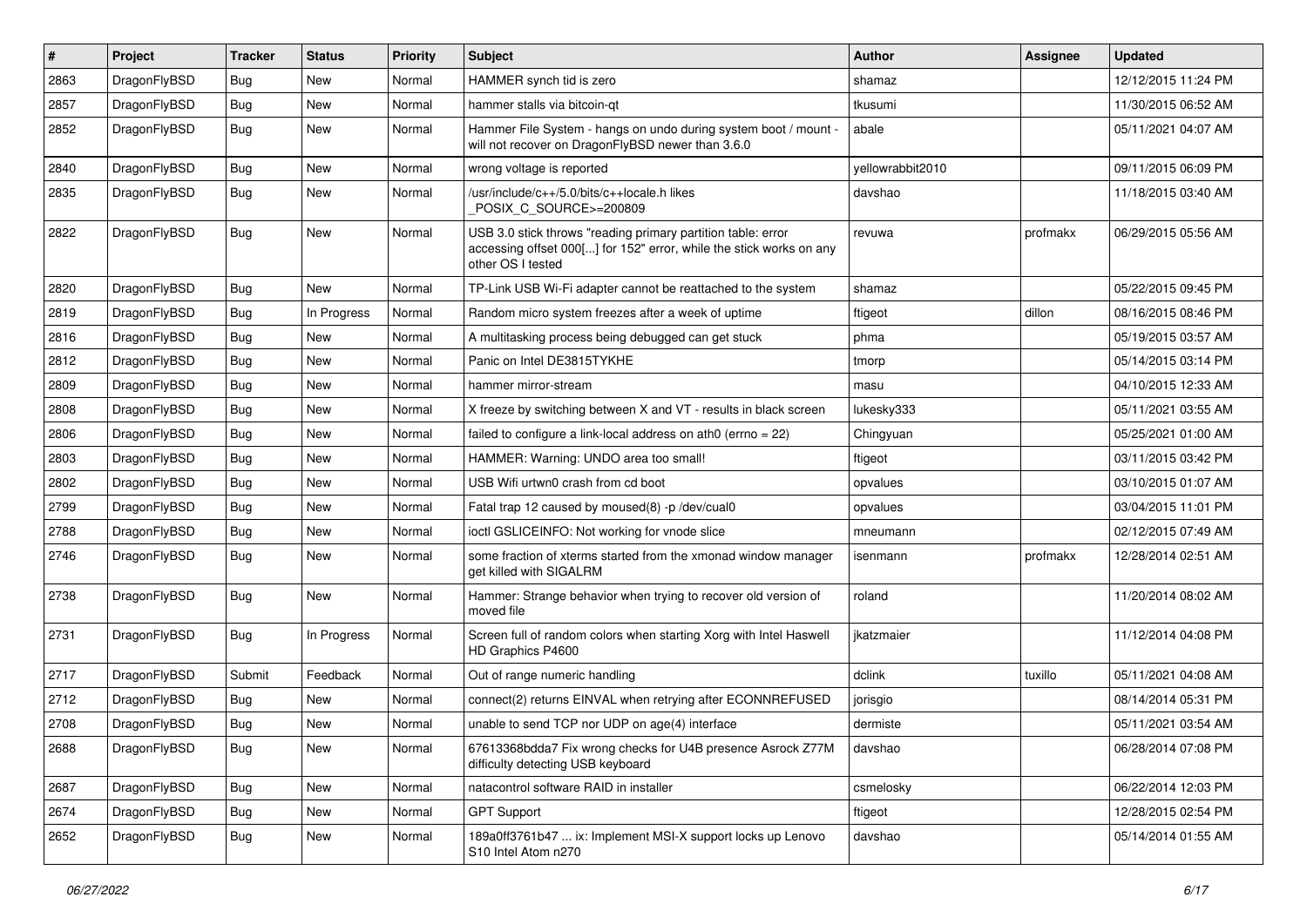| # | Project | Tracker | Status | Priority | Subject | Author | Assignee | Updated |
|---|---|---|---|---|---|---|---|---|
| 2863 | DragonFlyBSD | Bug | New | Normal | HAMMER synch tid is zero | shamaz | | 12/12/2015 11:24 PM |
| 2857 | DragonFlyBSD | Bug | New | Normal | hammer stalls via bitcoin-qt | tkusumi | | 11/30/2015 06:52 AM |
| 2852 | DragonFlyBSD | Bug | New | Normal | Hammer File System - hangs on undo during system boot / mount - will not recover on DragonFlyBSD newer than 3.6.0 | abale | | 05/11/2021 04:07 AM |
| 2840 | DragonFlyBSD | Bug | New | Normal | wrong voltage is reported | yellowrabbit2010 | | 09/11/2015 06:09 PM |
| 2835 | DragonFlyBSD | Bug | New | Normal | /usr/include/c++/5.0/bits/c++locale.h likes _POSIX_C_SOURCE>=200809 | davshao | | 11/18/2015 03:40 AM |
| 2822 | DragonFlyBSD | Bug | New | Normal | USB 3.0 stick throws "reading primary partition table: error accessing offset 000[...] for 152" error, while the stick works on any other OS I tested | revuwa | profmakx | 06/29/2015 05:56 AM |
| 2820 | DragonFlyBSD | Bug | New | Normal | TP-Link USB Wi-Fi adapter cannot be reattached to the system | shamaz | | 05/22/2015 09:45 PM |
| 2819 | DragonFlyBSD | Bug | In Progress | Normal | Random micro system freezes after a week of uptime | ftigeot | dillon | 08/16/2015 08:46 PM |
| 2816 | DragonFlyBSD | Bug | New | Normal | A multitasking process being debugged can get stuck | phma | | 05/19/2015 03:57 AM |
| 2812 | DragonFlyBSD | Bug | New | Normal | Panic on Intel DE3815TYKHE | tmorp | | 05/14/2015 03:14 PM |
| 2809 | DragonFlyBSD | Bug | New | Normal | hammer mirror-stream | masu | | 04/10/2015 12:33 AM |
| 2808 | DragonFlyBSD | Bug | New | Normal | X freeze by switching between X and VT - results in black screen | lukesky333 | | 05/11/2021 03:55 AM |
| 2806 | DragonFlyBSD | Bug | New | Normal | failed to configure a link-local address on ath0 (errno = 22) | Chingyuan | | 05/25/2021 01:00 AM |
| 2803 | DragonFlyBSD | Bug | New | Normal | HAMMER: Warning: UNDO area too small! | ftigeot | | 03/11/2015 03:42 PM |
| 2802 | DragonFlyBSD | Bug | New | Normal | USB Wifi urtwn0 crash from cd boot | opvalues | | 03/10/2015 01:07 AM |
| 2799 | DragonFlyBSD | Bug | New | Normal | Fatal trap 12 caused by moused(8) -p /dev/cual0 | opvalues | | 03/04/2015 11:01 PM |
| 2788 | DragonFlyBSD | Bug | New | Normal | ioctl GSLICEINFO: Not working for vnode slice | mneumann | | 02/12/2015 07:49 AM |
| 2746 | DragonFlyBSD | Bug | New | Normal | some fraction of xterms started from the xmonad window manager get killed with SIGALRM | isenmann | profmakx | 12/28/2014 02:51 AM |
| 2738 | DragonFlyBSD | Bug | New | Normal | Hammer: Strange behavior when trying to recover old version of moved file | roland | | 11/20/2014 08:02 AM |
| 2731 | DragonFlyBSD | Bug | In Progress | Normal | Screen full of random colors when starting Xorg with Intel Haswell HD Graphics P4600 | jkatzmaier | | 11/12/2014 04:08 PM |
| 2717 | DragonFlyBSD | Submit | Feedback | Normal | Out of range numeric handling | dclink | tuxillo | 05/11/2021 04:08 AM |
| 2712 | DragonFlyBSD | Bug | New | Normal | connect(2) returns EINVAL when retrying after ECONNREFUSED | jorisgio | | 08/14/2014 05:31 PM |
| 2708 | DragonFlyBSD | Bug | New | Normal | unable to send TCP nor UDP on age(4) interface | dermiste | | 05/11/2021 03:54 AM |
| 2688 | DragonFlyBSD | Bug | New | Normal | 67613368bdda7 Fix wrong checks for U4B presence Asrock Z77M difficulty detecting USB keyboard | davshao | | 06/28/2014 07:08 PM |
| 2687 | DragonFlyBSD | Bug | New | Normal | natacontrol software RAID in installer | csmelosky | | 06/22/2014 12:03 PM |
| 2674 | DragonFlyBSD | Bug | New | Normal | GPT Support | ftigeot | | 12/28/2015 02:54 PM |
| 2652 | DragonFlyBSD | Bug | New | Normal | 189a0ff3761b47 ... ix: Implement MSI-X support locks up Lenovo S10 Intel Atom n270 | davshao | | 05/14/2014 01:55 AM |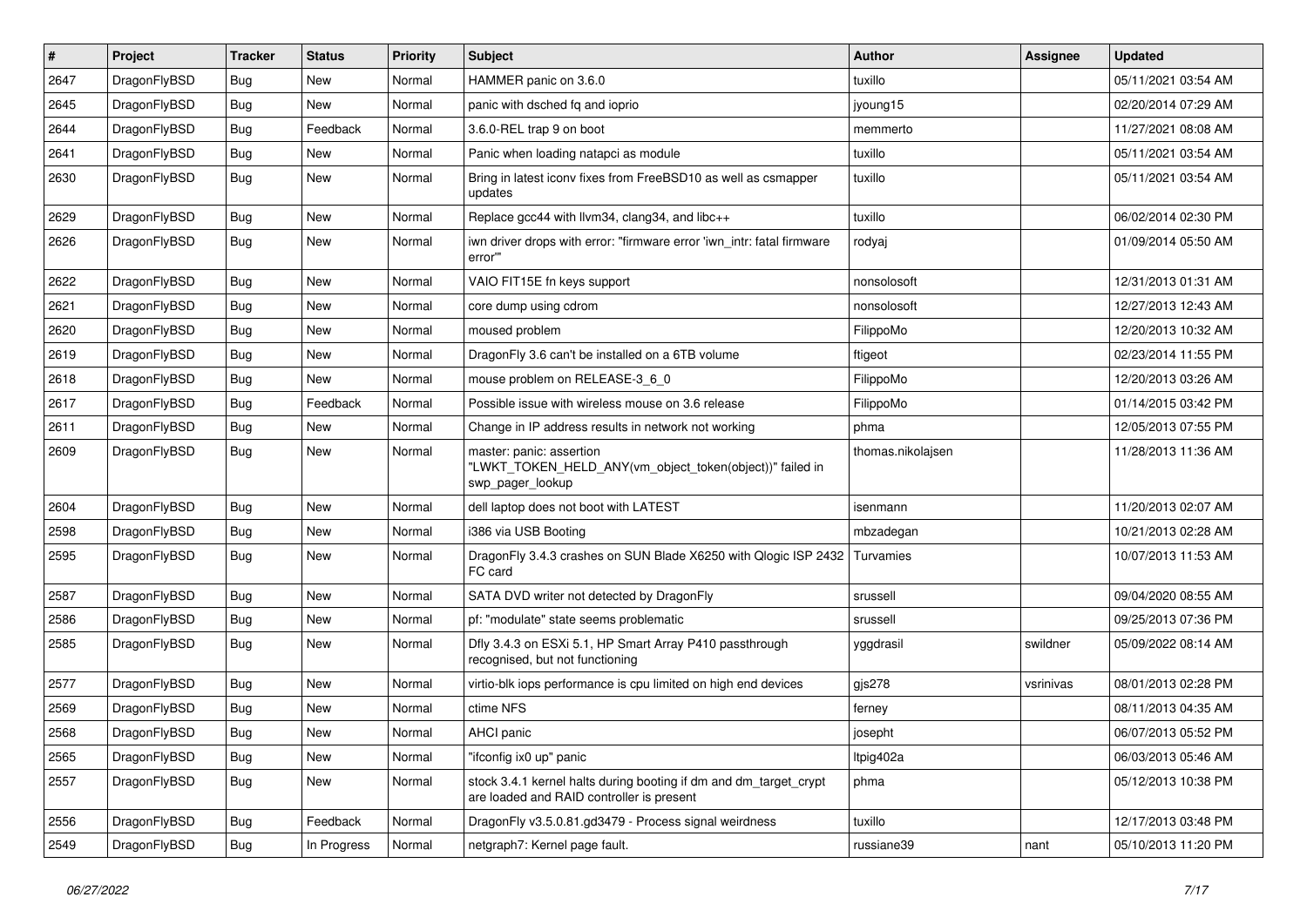| # | Project | Tracker | Status | Priority | Subject | Author | Assignee | Updated |
|---|---|---|---|---|---|---|---|---|
| 2647 | DragonFlyBSD | Bug | New | Normal | HAMMER panic on 3.6.0 | tuxillo | | 05/11/2021 03:54 AM |
| 2645 | DragonFlyBSD | Bug | New | Normal | panic with dsched fq and ioprio | jyoung15 | | 02/20/2014 07:29 AM |
| 2644 | DragonFlyBSD | Bug | Feedback | Normal | 3.6.0-REL trap 9 on boot | memmerto | | 11/27/2021 08:08 AM |
| 2641 | DragonFlyBSD | Bug | New | Normal | Panic when loading natapci as module | tuxillo | | 05/11/2021 03:54 AM |
| 2630 | DragonFlyBSD | Bug | New | Normal | Bring in latest iconv fixes from FreeBSD10 as well as csmapper updates | tuxillo | | 05/11/2021 03:54 AM |
| 2629 | DragonFlyBSD | Bug | New | Normal | Replace gcc44 with llvm34, clang34, and libc++ | tuxillo | | 06/02/2014 02:30 PM |
| 2626 | DragonFlyBSD | Bug | New | Normal | iwn driver drops with error: "firmware error 'iwn_intr: fatal firmware error'" | rodyaj | | 01/09/2014 05:50 AM |
| 2622 | DragonFlyBSD | Bug | New | Normal | VAIO FIT15E fn keys support | nonsolosoft | | 12/31/2013 01:31 AM |
| 2621 | DragonFlyBSD | Bug | New | Normal | core dump using cdrom | nonsolosoft | | 12/27/2013 12:43 AM |
| 2620 | DragonFlyBSD | Bug | New | Normal | moused problem | FilippoMo | | 12/20/2013 10:32 AM |
| 2619 | DragonFlyBSD | Bug | New | Normal | DragonFly 3.6 can't be installed on a 6TB volume | ftigeot | | 02/23/2014 11:55 PM |
| 2618 | DragonFlyBSD | Bug | New | Normal | mouse problem on RELEASE-3_6_0 | FilippoMo | | 12/20/2013 03:26 AM |
| 2617 | DragonFlyBSD | Bug | Feedback | Normal | Possible issue with wireless mouse on 3.6 release | FilippoMo | | 01/14/2015 03:42 PM |
| 2611 | DragonFlyBSD | Bug | New | Normal | Change in IP address results in network not working | phma | | 12/05/2013 07:55 PM |
| 2609 | DragonFlyBSD | Bug | New | Normal | master: panic: assertion "LWKT_TOKEN_HELD_ANY(vm_object_token(object))" failed in swp_pager_lookup | thomas.nikolajsen | | 11/28/2013 11:36 AM |
| 2604 | DragonFlyBSD | Bug | New | Normal | dell laptop does not boot with LATEST | isenmann | | 11/20/2013 02:07 AM |
| 2598 | DragonFlyBSD | Bug | New | Normal | i386 via USB Booting | mbzadegan | | 10/21/2013 02:28 AM |
| 2595 | DragonFlyBSD | Bug | New | Normal | DragonFly 3.4.3 crashes on SUN Blade X6250 with Qlogic ISP 2432 FC card | Turvamies | | 10/07/2013 11:53 AM |
| 2587 | DragonFlyBSD | Bug | New | Normal | SATA DVD writer not detected by DragonFly | srussell | | 09/04/2020 08:55 AM |
| 2586 | DragonFlyBSD | Bug | New | Normal | pf: "modulate" state seems problematic | srussell | | 09/25/2013 07:36 PM |
| 2585 | DragonFlyBSD | Bug | New | Normal | Dfly 3.4.3 on ESXi 5.1, HP Smart Array P410 passthrough recognised, but not functioning | yggdrasil | swildner | 05/09/2022 08:14 AM |
| 2577 | DragonFlyBSD | Bug | New | Normal | virtio-blk iops performance is cpu limited on high end devices | gjs278 | vsrinivas | 08/01/2013 02:28 PM |
| 2569 | DragonFlyBSD | Bug | New | Normal | ctime NFS | ferney | | 08/11/2013 04:35 AM |
| 2568 | DragonFlyBSD | Bug | New | Normal | AHCI panic | josepht | | 06/07/2013 05:52 PM |
| 2565 | DragonFlyBSD | Bug | New | Normal | "ifconfig ix0 up" panic | ltpig402a | | 06/03/2013 05:46 AM |
| 2557 | DragonFlyBSD | Bug | New | Normal | stock 3.4.1 kernel halts during booting if dm and dm_target_crypt are loaded and RAID controller is present | phma | | 05/12/2013 10:38 PM |
| 2556 | DragonFlyBSD | Bug | Feedback | Normal | DragonFly v3.5.0.81.gd3479 - Process signal weirdness | tuxillo | | 12/17/2013 03:48 PM |
| 2549 | DragonFlyBSD | Bug | In Progress | Normal | netgraph7: Kernel page fault. | russiane39 | nant | 05/10/2013 11:20 PM |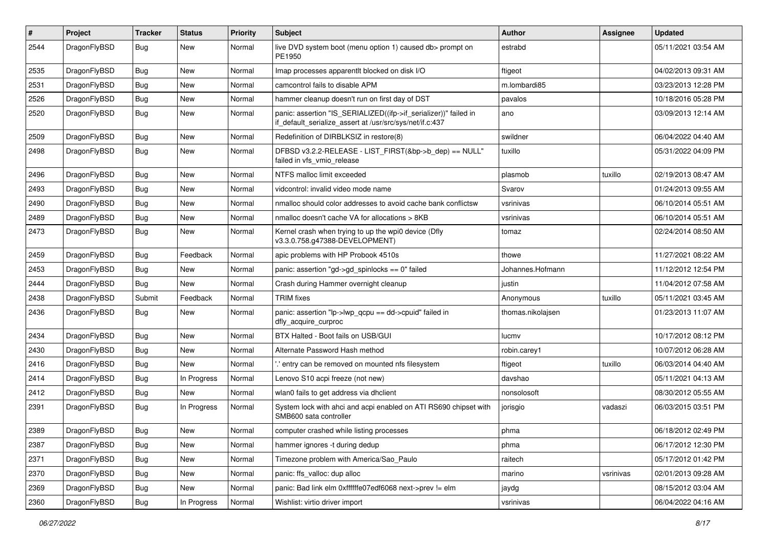| # | Project | Tracker | Status | Priority | Subject | Author | Assignee | Updated |
| --- | --- | --- | --- | --- | --- | --- | --- | --- |
| 2544 | DragonFlyBSD | Bug | New | Normal | live DVD system boot (menu option 1) caused db> prompt on PE1950 | estrabd | | 05/11/2021 03:54 AM |
| 2535 | DragonFlyBSD | Bug | New | Normal | Imap processes apparentlt blocked on disk I/O | ftigeot | | 04/02/2013 09:31 AM |
| 2531 | DragonFlyBSD | Bug | New | Normal | camcontrol fails to disable APM | m.lombardi85 | | 03/23/2013 12:28 PM |
| 2526 | DragonFlyBSD | Bug | New | Normal | hammer cleanup doesn't run on first day of DST | pavalos | | 10/18/2016 05:28 PM |
| 2520 | DragonFlyBSD | Bug | New | Normal | panic: assertion "IS_SERIALIZED((ifp->if_serializer))" failed in if_default_serialize_assert at /usr/src/sys/net/if.c:437 | ano | | 03/09/2013 12:14 AM |
| 2509 | DragonFlyBSD | Bug | New | Normal | Redefinition of DIRBLKSIZ in restore(8) | swildner | | 06/04/2022 04:40 AM |
| 2498 | DragonFlyBSD | Bug | New | Normal | DFBSD v3.2.2-RELEASE - LIST_FIRST(&bp->b_dep) == NULL" failed in vfs_vmio_release | tuxillo | | 05/31/2022 04:09 PM |
| 2496 | DragonFlyBSD | Bug | New | Normal | NTFS malloc limit exceeded | plasmob | tuxillo | 02/19/2013 08:47 AM |
| 2493 | DragonFlyBSD | Bug | New | Normal | vidcontrol: invalid video mode name | Svarov | | 01/24/2013 09:55 AM |
| 2490 | DragonFlyBSD | Bug | New | Normal | nmalloc should color addresses to avoid cache bank conflictsw | vsrinivas | | 06/10/2014 05:51 AM |
| 2489 | DragonFlyBSD | Bug | New | Normal | nmalloc doesn't cache VA for allocations > 8KB | vsrinivas | | 06/10/2014 05:51 AM |
| 2473 | DragonFlyBSD | Bug | New | Normal | Kernel crash when trying to up the wpi0 device (Dfly v3.3.0.758.g47388-DEVELOPMENT) | tomaz | | 02/24/2014 08:50 AM |
| 2459 | DragonFlyBSD | Bug | Feedback | Normal | apic problems with HP Probook 4510s | thowe | | 11/27/2021 08:22 AM |
| 2453 | DragonFlyBSD | Bug | New | Normal | panic: assertion "gd->gd_spinlocks == 0" failed | Johannes.Hofmann | | 11/12/2012 12:54 PM |
| 2444 | DragonFlyBSD | Bug | New | Normal | Crash during Hammer overnight cleanup | justin | | 11/04/2012 07:58 AM |
| 2438 | DragonFlyBSD | Submit | Feedback | Normal | TRIM fixes | Anonymous | tuxillo | 05/11/2021 03:45 AM |
| 2436 | DragonFlyBSD | Bug | New | Normal | panic: assertion "lp->lwp_qcpu == dd->cpuid" failed in dfly_acquire_curproc | thomas.nikolajsen | | 01/23/2013 11:07 AM |
| 2434 | DragonFlyBSD | Bug | New | Normal | BTX Halted - Boot fails on USB/GUI | lucmv | | 10/17/2012 08:12 PM |
| 2430 | DragonFlyBSD | Bug | New | Normal | Alternate Password Hash method | robin.carey1 | | 10/07/2012 06:28 AM |
| 2416 | DragonFlyBSD | Bug | New | Normal | '.' entry can be removed on mounted nfs filesystem | ftigeot | tuxillo | 06/03/2014 04:40 AM |
| 2414 | DragonFlyBSD | Bug | In Progress | Normal | Lenovo S10 acpi freeze (not new) | davshao | | 05/11/2021 04:13 AM |
| 2412 | DragonFlyBSD | Bug | New | Normal | wlan0 fails to get address via dhclient | nonsolosoft | | 08/30/2012 05:55 AM |
| 2391 | DragonFlyBSD | Bug | In Progress | Normal | System lock with ahci and acpi enabled on ATI RS690 chipset with SMB600 sata controller | jorisgio | vadaszi | 06/03/2015 03:51 PM |
| 2389 | DragonFlyBSD | Bug | New | Normal | computer crashed while listing processes | phma | | 06/18/2012 02:49 PM |
| 2387 | DragonFlyBSD | Bug | New | Normal | hammer ignores -t during dedup | phma | | 06/17/2012 12:30 PM |
| 2371 | DragonFlyBSD | Bug | New | Normal | Timezone problem with America/Sao_Paulo | raitech | | 05/17/2012 01:42 PM |
| 2370 | DragonFlyBSD | Bug | New | Normal | panic: ffs_valloc: dup alloc | marino | vsrinivas | 02/01/2013 09:28 AM |
| 2369 | DragonFlyBSD | Bug | New | Normal | panic: Bad link elm 0xffffffe07edf6068 next->prev != elm | jaydg | | 08/15/2012 03:04 AM |
| 2360 | DragonFlyBSD | Bug | In Progress | Normal | Wishlist: virtio driver import | vsrinivas | | 06/04/2022 04:16 AM |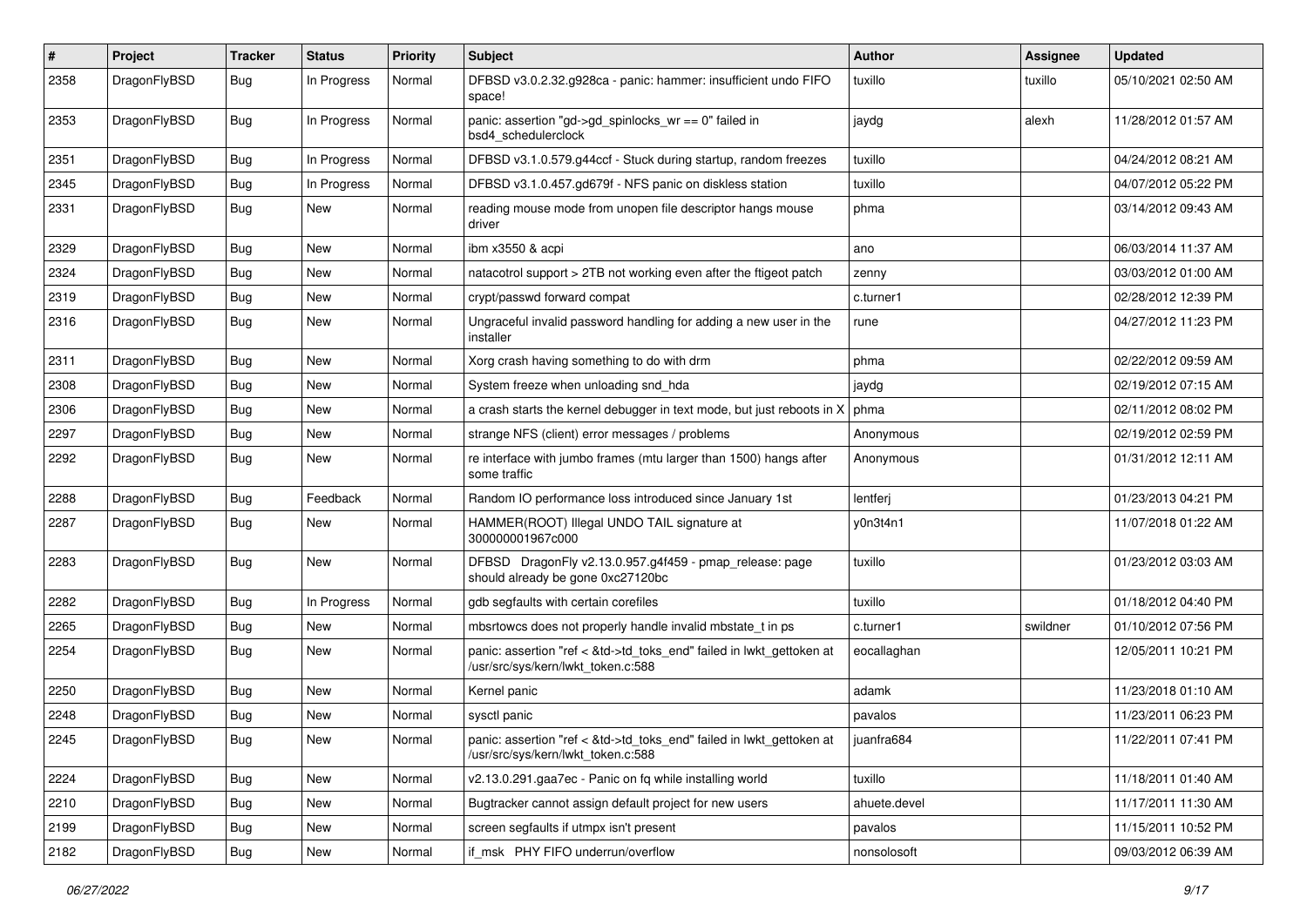| # | Project | Tracker | Status | Priority | Subject | Author | Assignee | Updated |
|---|---|---|---|---|---|---|---|---|
| 2358 | DragonFlyBSD | Bug | In Progress | Normal | DFBSD v3.0.2.32.g928ca - panic: hammer: insufficient undo FIFO space! | tuxillo | tuxillo | 05/10/2021 02:50 AM |
| 2353 | DragonFlyBSD | Bug | In Progress | Normal | panic: assertion "gd->gd_spinlocks_wr == 0" failed in bsd4_schedulerclock | jaydg | alexh | 11/28/2012 01:57 AM |
| 2351 | DragonFlyBSD | Bug | In Progress | Normal | DFBSD v3.1.0.579.g44ccf - Stuck during startup, random freezes | tuxillo | | 04/24/2012 08:21 AM |
| 2345 | DragonFlyBSD | Bug | In Progress | Normal | DFBSD v3.1.0.457.gd679f - NFS panic on diskless station | tuxillo | | 04/07/2012 05:22 PM |
| 2331 | DragonFlyBSD | Bug | New | Normal | reading mouse mode from unopen file descriptor hangs mouse driver | phma | | 03/14/2012 09:43 AM |
| 2329 | DragonFlyBSD | Bug | New | Normal | ibm x3550 & acpi | ano | | 06/03/2014 11:37 AM |
| 2324 | DragonFlyBSD | Bug | New | Normal | natacotrol support > 2TB not working even after the ftigeot patch | zenny | | 03/03/2012 01:00 AM |
| 2319 | DragonFlyBSD | Bug | New | Normal | crypt/passwd forward compat | c.turner1 | | 02/28/2012 12:39 PM |
| 2316 | DragonFlyBSD | Bug | New | Normal | Ungraceful invalid password handling for adding a new user in the installer | rune | | 04/27/2012 11:23 PM |
| 2311 | DragonFlyBSD | Bug | New | Normal | Xorg crash having something to do with drm | phma | | 02/22/2012 09:59 AM |
| 2308 | DragonFlyBSD | Bug | New | Normal | System freeze when unloading snd_hda | jaydg | | 02/19/2012 07:15 AM |
| 2306 | DragonFlyBSD | Bug | New | Normal | a crash starts the kernel debugger in text mode, but just reboots in X | phma | | 02/11/2012 08:02 PM |
| 2297 | DragonFlyBSD | Bug | New | Normal | strange NFS (client) error messages / problems | Anonymous | | 02/19/2012 02:59 PM |
| 2292 | DragonFlyBSD | Bug | New | Normal | re interface with jumbo frames (mtu larger than 1500) hangs after some traffic | Anonymous | | 01/31/2012 12:11 AM |
| 2288 | DragonFlyBSD | Bug | Feedback | Normal | Random IO performance loss introduced since January 1st | lentferj | | 01/23/2013 04:21 PM |
| 2287 | DragonFlyBSD | Bug | New | Normal | HAMMER(ROOT) Illegal UNDO TAIL signature at 300000001967c000 | y0n3t4n1 | | 11/07/2018 01:22 AM |
| 2283 | DragonFlyBSD | Bug | New | Normal | DFBSD DragonFly v2.13.0.957.g4f459 - pmap_release: page should already be gone 0xc27120bc | tuxillo | | 01/23/2012 03:03 AM |
| 2282 | DragonFlyBSD | Bug | In Progress | Normal | gdb segfaults with certain corefiles | tuxillo | | 01/18/2012 04:40 PM |
| 2265 | DragonFlyBSD | Bug | New | Normal | mbsrtowcs does not properly handle invalid mbstate_t in ps | c.turner1 | swildner | 01/10/2012 07:56 PM |
| 2254 | DragonFlyBSD | Bug | New | Normal | panic: assertion "ref < &td->td_toks_end" failed in lwkt_gettoken at /usr/src/sys/kern/lwkt_token.c:588 | eocallaghan | | 12/05/2011 10:21 PM |
| 2250 | DragonFlyBSD | Bug | New | Normal | Kernel panic | adamk | | 11/23/2018 01:10 AM |
| 2248 | DragonFlyBSD | Bug | New | Normal | sysctl panic | pavalos | | 11/23/2011 06:23 PM |
| 2245 | DragonFlyBSD | Bug | New | Normal | panic: assertion "ref < &td->td_toks_end" failed in lwkt_gettoken at /usr/src/sys/kern/lwkt_token.c:588 | juanfra684 | | 11/22/2011 07:41 PM |
| 2224 | DragonFlyBSD | Bug | New | Normal | v2.13.0.291.gaa7ec - Panic on fq while installing world | tuxillo | | 11/18/2011 01:40 AM |
| 2210 | DragonFlyBSD | Bug | New | Normal | Bugtracker cannot assign default project for new users | ahuete.devel | | 11/17/2011 11:30 AM |
| 2199 | DragonFlyBSD | Bug | New | Normal | screen segfaults if utmpx isn't present | pavalos | | 11/15/2011 10:52 PM |
| 2182 | DragonFlyBSD | Bug | New | Normal | if_msk PHY FIFO underrun/overflow | nonsolosoft | | 09/03/2012 06:39 AM |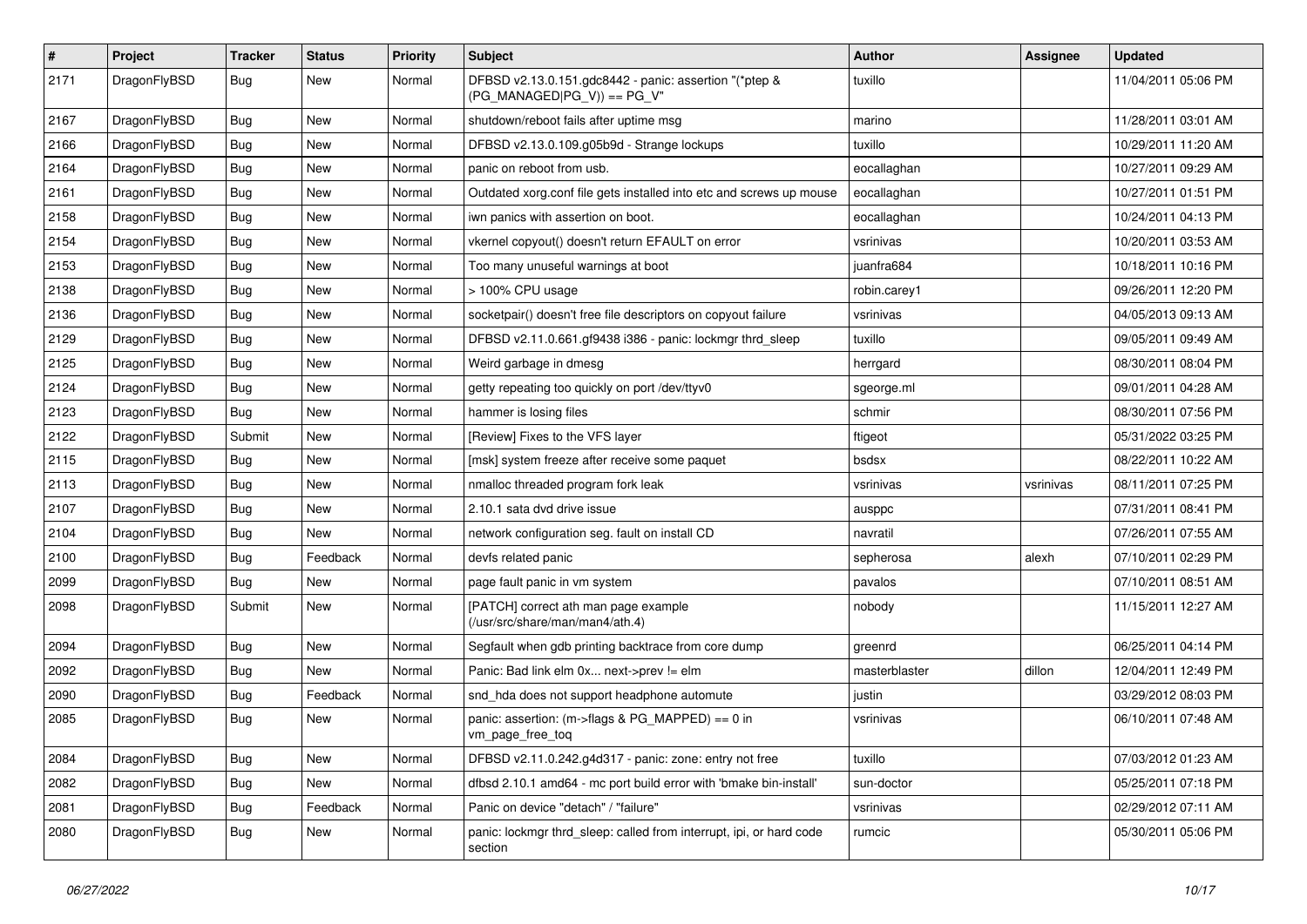| # | Project | Tracker | Status | Priority | Subject | Author | Assignee | Updated |
|---|---|---|---|---|---|---|---|---|
| 2171 | DragonFlyBSD | Bug | New | Normal | DFBSD v2.13.0.151.gdc8442 - panic: assertion "(*ptep & (PG_MANAGED\|PG_V)) == PG_V" | tuxillo | | 11/04/2011 05:06 PM |
| 2167 | DragonFlyBSD | Bug | New | Normal | shutdown/reboot fails after uptime msg | marino | | 11/28/2011 03:01 AM |
| 2166 | DragonFlyBSD | Bug | New | Normal | DFBSD v2.13.0.109.g05b9d - Strange lockups | tuxillo | | 10/29/2011 11:20 AM |
| 2164 | DragonFlyBSD | Bug | New | Normal | panic on reboot from usb. | eocallaghan | | 10/27/2011 09:29 AM |
| 2161 | DragonFlyBSD | Bug | New | Normal | Outdated xorg.conf file gets installed into etc and screws up mouse | eocallaghan | | 10/27/2011 01:51 PM |
| 2158 | DragonFlyBSD | Bug | New | Normal | iwn panics with assertion on boot. | eocallaghan | | 10/24/2011 04:13 PM |
| 2154 | DragonFlyBSD | Bug | New | Normal | vkernel copyout() doesn't return EFAULT on error | vsrinivas | | 10/20/2011 03:53 AM |
| 2153 | DragonFlyBSD | Bug | New | Normal | Too many unuseful warnings at boot | juanfra684 | | 10/18/2011 10:16 PM |
| 2138 | DragonFlyBSD | Bug | New | Normal | > 100% CPU usage | robin.carey1 | | 09/26/2011 12:20 PM |
| 2136 | DragonFlyBSD | Bug | New | Normal | socketpair() doesn't free file descriptors on copyout failure | vsrinivas | | 04/05/2013 09:13 AM |
| 2129 | DragonFlyBSD | Bug | New | Normal | DFBSD v2.11.0.661.gf9438 i386 - panic: lockmgr thrd_sleep | tuxillo | | 09/05/2011 09:49 AM |
| 2125 | DragonFlyBSD | Bug | New | Normal | Weird garbage in dmesg | herrgard | | 08/30/2011 08:04 PM |
| 2124 | DragonFlyBSD | Bug | New | Normal | getty repeating too quickly on port /dev/ttyv0 | sgeorge.ml | | 09/01/2011 04:28 AM |
| 2123 | DragonFlyBSD | Bug | New | Normal | hammer is losing files | schmir | | 08/30/2011 07:56 PM |
| 2122 | DragonFlyBSD | Submit | New | Normal | [Review] Fixes to the VFS layer | ftigeot | | 05/31/2022 03:25 PM |
| 2115 | DragonFlyBSD | Bug | New | Normal | [msk] system freeze after receive some paquet | bsdsx | | 08/22/2011 10:22 AM |
| 2113 | DragonFlyBSD | Bug | New | Normal | nmalloc threaded program fork leak | vsrinivas | vsrinivas | 08/11/2011 07:25 PM |
| 2107 | DragonFlyBSD | Bug | New | Normal | 2.10.1 sata dvd drive issue | ausppc | | 07/31/2011 08:41 PM |
| 2104 | DragonFlyBSD | Bug | New | Normal | network configuration seg. fault on install CD | navratil | | 07/26/2011 07:55 AM |
| 2100 | DragonFlyBSD | Bug | Feedback | Normal | devfs related panic | sepherosa | alexh | 07/10/2011 02:29 PM |
| 2099 | DragonFlyBSD | Bug | New | Normal | page fault panic in vm system | pavalos | | 07/10/2011 08:51 AM |
| 2098 | DragonFlyBSD | Submit | New | Normal | [PATCH] correct ath man page example (/usr/src/share/man/man4/ath.4) | nobody | | 11/15/2011 12:27 AM |
| 2094 | DragonFlyBSD | Bug | New | Normal | Segfault when gdb printing backtrace from core dump | greenrd | | 06/25/2011 04:14 PM |
| 2092 | DragonFlyBSD | Bug | New | Normal | Panic: Bad link elm 0x... next->prev != elm | masterblaster | dillon | 12/04/2011 12:49 PM |
| 2090 | DragonFlyBSD | Bug | Feedback | Normal | snd_hda does not support headphone automute | justin | | 03/29/2012 08:03 PM |
| 2085 | DragonFlyBSD | Bug | New | Normal | panic: assertion: (m->flags & PG_MAPPED) == 0 in vm_page_free_toq | vsrinivas | | 06/10/2011 07:48 AM |
| 2084 | DragonFlyBSD | Bug | New | Normal | DFBSD v2.11.0.242.g4d317 - panic: zone: entry not free | tuxillo | | 07/03/2012 01:23 AM |
| 2082 | DragonFlyBSD | Bug | New | Normal | dfbsd 2.10.1 amd64 - mc port build error with 'bmake bin-install' | sun-doctor | | 05/25/2011 07:18 PM |
| 2081 | DragonFlyBSD | Bug | Feedback | Normal | Panic on device "detach" / "failure" | vsrinivas | | 02/29/2012 07:11 AM |
| 2080 | DragonFlyBSD | Bug | New | Normal | panic: lockmgr thrd_sleep: called from interrupt, ipi, or hard code section | rumcic | | 05/30/2011 05:06 PM |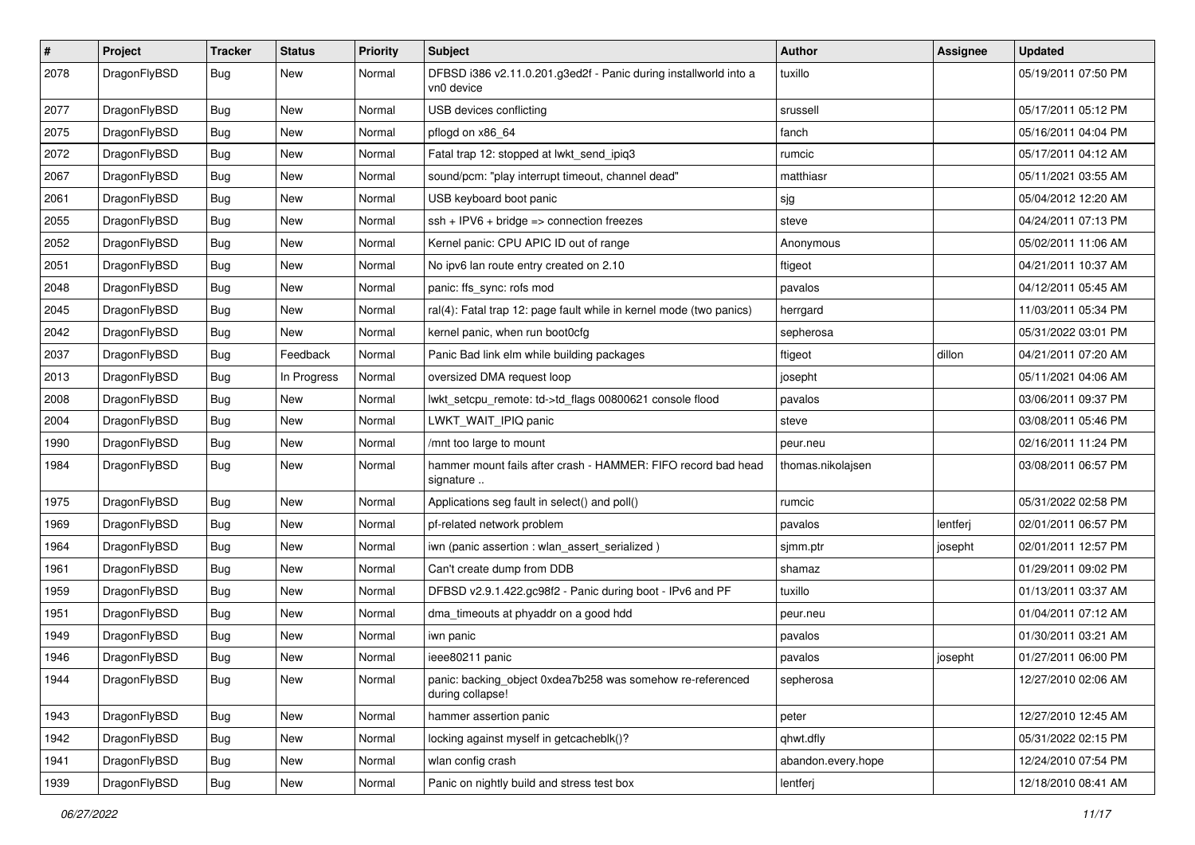| # | Project | Tracker | Status | Priority | Subject | Author | Assignee | Updated |
|---|---|---|---|---|---|---|---|---|
| 2078 | DragonFlyBSD | Bug | New | Normal | DFBSD i386 v2.11.0.201.g3ed2f - Panic during installworld into a vn0 device | tuxillo | | 05/19/2011 07:50 PM |
| 2077 | DragonFlyBSD | Bug | New | Normal | USB devices conflicting | srussell | | 05/17/2011 05:12 PM |
| 2075 | DragonFlyBSD | Bug | New | Normal | pflogd on x86_64 | fanch | | 05/16/2011 04:04 PM |
| 2072 | DragonFlyBSD | Bug | New | Normal | Fatal trap 12: stopped at lwkt_send_ipiq3 | rumcic | | 05/17/2011 04:12 AM |
| 2067 | DragonFlyBSD | Bug | New | Normal | sound/pcm: "play interrupt timeout, channel dead" | matthiasr | | 05/11/2021 03:55 AM |
| 2061 | DragonFlyBSD | Bug | New | Normal | USB keyboard boot panic | sjg | | 05/04/2012 12:20 AM |
| 2055 | DragonFlyBSD | Bug | New | Normal | ssh + IPV6 + bridge => connection freezes | steve | | 04/24/2011 07:13 PM |
| 2052 | DragonFlyBSD | Bug | New | Normal | Kernel panic: CPU APIC ID out of range | Anonymous | | 05/02/2011 11:06 AM |
| 2051 | DragonFlyBSD | Bug | New | Normal | No ipv6 lan route entry created on 2.10 | ftigeot | | 04/21/2011 10:37 AM |
| 2048 | DragonFlyBSD | Bug | New | Normal | panic: ffs_sync: rofs mod | pavalos | | 04/12/2011 05:45 AM |
| 2045 | DragonFlyBSD | Bug | New | Normal | ral(4): Fatal trap 12: page fault while in kernel mode (two panics) | herrgard | | 11/03/2011 05:34 PM |
| 2042 | DragonFlyBSD | Bug | New | Normal | kernel panic, when run boot0cfg | sepherosa | | 05/31/2022 03:01 PM |
| 2037 | DragonFlyBSD | Bug | Feedback | Normal | Panic Bad link elm while building packages | ftigeot | dillon | 04/21/2011 07:20 AM |
| 2013 | DragonFlyBSD | Bug | In Progress | Normal | oversized DMA request loop | josepht | | 05/11/2021 04:06 AM |
| 2008 | DragonFlyBSD | Bug | New | Normal | lwkt_setcpu_remote: td->td_flags 00800621 console flood | pavalos | | 03/06/2011 09:37 PM |
| 2004 | DragonFlyBSD | Bug | New | Normal | LWKT_WAIT_IPIQ panic | steve | | 03/08/2011 05:46 PM |
| 1990 | DragonFlyBSD | Bug | New | Normal | /mnt too large to mount | peur.neu | | 02/16/2011 11:24 PM |
| 1984 | DragonFlyBSD | Bug | New | Normal | hammer mount fails after crash - HAMMER: FIFO record bad head signature .. | thomas.nikolajsen | | 03/08/2011 06:57 PM |
| 1975 | DragonFlyBSD | Bug | New | Normal | Applications seg fault in select() and poll() | rumcic | | 05/31/2022 02:58 PM |
| 1969 | DragonFlyBSD | Bug | New | Normal | pf-related network problem | pavalos | lentferj | 02/01/2011 06:57 PM |
| 1964 | DragonFlyBSD | Bug | New | Normal | iwn (panic assertion : wlan_assert_serialized ) | sjmm.ptr | josepht | 02/01/2011 12:57 PM |
| 1961 | DragonFlyBSD | Bug | New | Normal | Can't create dump from DDB | shamaz | | 01/29/2011 09:02 PM |
| 1959 | DragonFlyBSD | Bug | New | Normal | DFBSD v2.9.1.422.gc98f2 - Panic during boot - IPv6 and PF | tuxillo | | 01/13/2011 03:37 AM |
| 1951 | DragonFlyBSD | Bug | New | Normal | dma_timeouts at phyaddr on a good hdd | peur.neu | | 01/04/2011 07:12 AM |
| 1949 | DragonFlyBSD | Bug | New | Normal | iwn panic | pavalos | | 01/30/2011 03:21 AM |
| 1946 | DragonFlyBSD | Bug | New | Normal | ieee80211 panic | pavalos | josepht | 01/27/2011 06:00 PM |
| 1944 | DragonFlyBSD | Bug | New | Normal | panic: backing_object 0xdea7b258 was somehow re-referenced during collapse! | sepherosa | | 12/27/2010 02:06 AM |
| 1943 | DragonFlyBSD | Bug | New | Normal | hammer assertion panic | peter | | 12/27/2010 12:45 AM |
| 1942 | DragonFlyBSD | Bug | New | Normal | locking against myself in getcacheblk()? | qhwt.dfly | | 05/31/2022 02:15 PM |
| 1941 | DragonFlyBSD | Bug | New | Normal | wlan config crash | abandon.every.hope | | 12/24/2010 07:54 PM |
| 1939 | DragonFlyBSD | Bug | New | Normal | Panic on nightly build and stress test box | lentferj | | 12/18/2010 08:41 AM |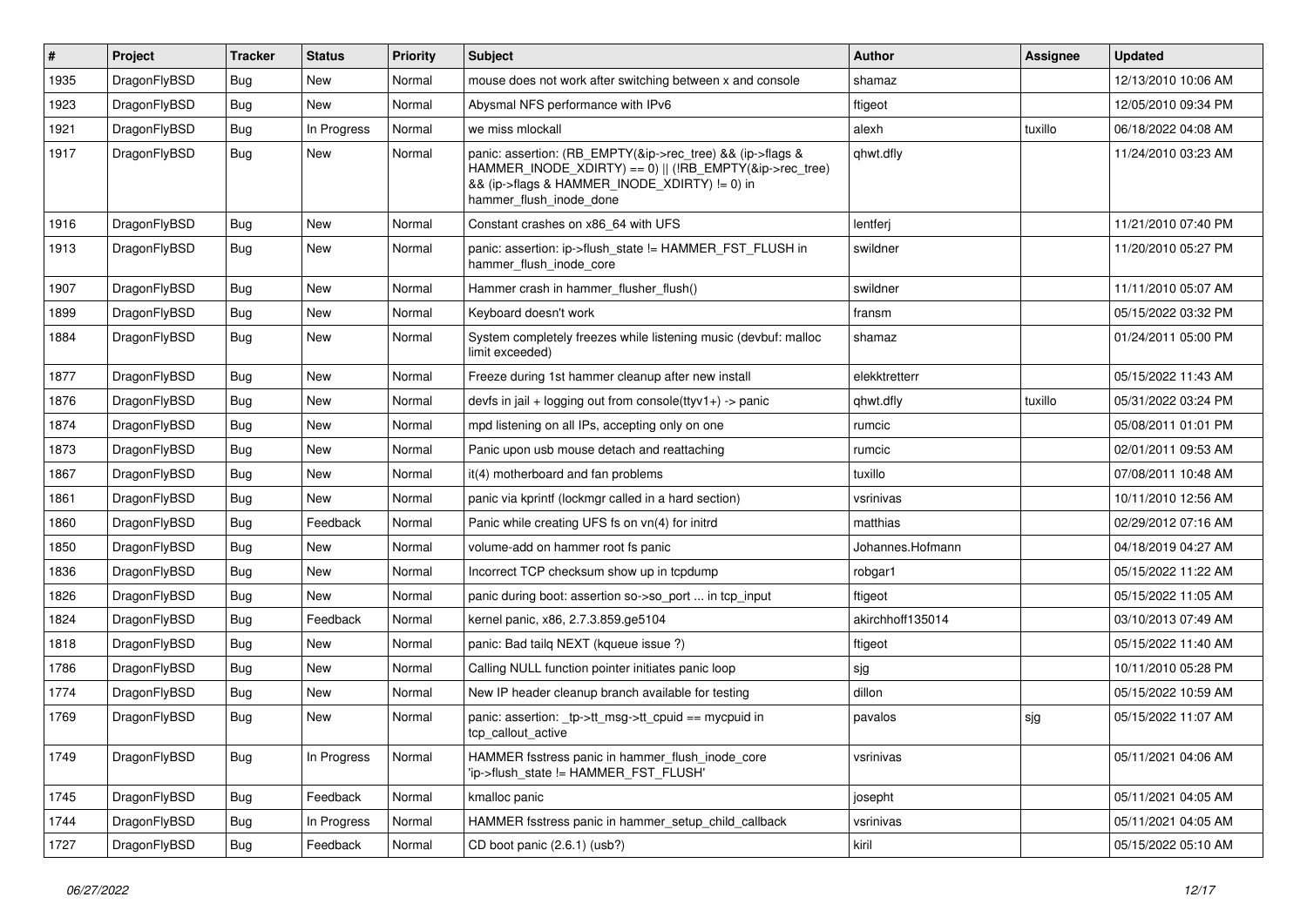| # | Project | Tracker | Status | Priority | Subject | Author | Assignee | Updated |
|---|---|---|---|---|---|---|---|---|
| 1935 | DragonFlyBSD | Bug | New | Normal | mouse does not work after switching between x and console | shamaz | | 12/13/2010 10:06 AM |
| 1923 | DragonFlyBSD | Bug | New | Normal | Abysmal NFS performance with IPv6 | ftigeot | | 12/05/2010 09:34 PM |
| 1921 | DragonFlyBSD | Bug | In Progress | Normal | we miss mlockall | alexh | tuxillo | 06/18/2022 04:08 AM |
| 1917 | DragonFlyBSD | Bug | New | Normal | panic: assertion: (RB_EMPTY(&ip->rec_tree) && (ip->flags & HAMMER_INODE_XDIRTY) == 0) \|\| (!RB_EMPTY(&ip->rec_tree) && (ip->flags & HAMMER_INODE_XDIRTY) != 0) in hammer_flush_inode_done | qhwt.dfly | | 11/24/2010 03:23 AM |
| 1916 | DragonFlyBSD | Bug | New | Normal | Constant crashes on x86_64 with UFS | lentferj | | 11/21/2010 07:40 PM |
| 1913 | DragonFlyBSD | Bug | New | Normal | panic: assertion: ip->flush_state != HAMMER_FST_FLUSH in hammer_flush_inode_core | swildner | | 11/20/2010 05:27 PM |
| 1907 | DragonFlyBSD | Bug | New | Normal | Hammer crash in hammer_flusher_flush() | swildner | | 11/11/2010 05:07 AM |
| 1899 | DragonFlyBSD | Bug | New | Normal | Keyboard doesn't work | fransm | | 05/15/2022 03:32 PM |
| 1884 | DragonFlyBSD | Bug | New | Normal | System completely freezes while listening music (devbuf: malloc limit exceeded) | shamaz | | 01/24/2011 05:00 PM |
| 1877 | DragonFlyBSD | Bug | New | Normal | Freeze during 1st hammer cleanup after new install | elekktretterr | | 05/15/2022 11:43 AM |
| 1876 | DragonFlyBSD | Bug | New | Normal | devfs in jail + logging out from console(ttyv1+) -> panic | qhwt.dfly | tuxillo | 05/31/2022 03:24 PM |
| 1874 | DragonFlyBSD | Bug | New | Normal | mpd listening on all IPs, accepting only on one | rumcic | | 05/08/2011 01:01 PM |
| 1873 | DragonFlyBSD | Bug | New | Normal | Panic upon usb mouse detach and reattaching | rumcic | | 02/01/2011 09:53 AM |
| 1867 | DragonFlyBSD | Bug | New | Normal | it(4) motherboard and fan problems | tuxillo | | 07/08/2011 10:48 AM |
| 1861 | DragonFlyBSD | Bug | New | Normal | panic via kprintf (lockmgr called in a hard section) | vsrinivas | | 10/11/2010 12:56 AM |
| 1860 | DragonFlyBSD | Bug | Feedback | Normal | Panic while creating UFS fs on vn(4) for initrd | matthias | | 02/29/2012 07:16 AM |
| 1850 | DragonFlyBSD | Bug | New | Normal | volume-add on hammer root fs panic | Johannes.Hofmann | | 04/18/2019 04:27 AM |
| 1836 | DragonFlyBSD | Bug | New | Normal | Incorrect TCP checksum show up in tcpdump | robgar1 | | 05/15/2022 11:22 AM |
| 1826 | DragonFlyBSD | Bug | New | Normal | panic during boot: assertion so->so_port ... in tcp_input | ftigeot | | 05/15/2022 11:05 AM |
| 1824 | DragonFlyBSD | Bug | Feedback | Normal | kernel panic, x86, 2.7.3.859.ge5104 | akirchhoff135014 | | 03/10/2013 07:49 AM |
| 1818 | DragonFlyBSD | Bug | New | Normal | panic: Bad tailq NEXT (kqueue issue ?) | ftigeot | | 05/15/2022 11:40 AM |
| 1786 | DragonFlyBSD | Bug | New | Normal | Calling NULL function pointer initiates panic loop | sjg | | 10/11/2010 05:28 PM |
| 1774 | DragonFlyBSD | Bug | New | Normal | New IP header cleanup branch available for testing | dillon | | 05/15/2022 10:59 AM |
| 1769 | DragonFlyBSD | Bug | New | Normal | panic: assertion: _tp->tt_msg->tt_cpuid == mycpuid in tcp_callout_active | pavalos | sjg | 05/15/2022 11:07 AM |
| 1749 | DragonFlyBSD | Bug | In Progress | Normal | HAMMER fsstress panic in hammer_flush_inode_core 'ip->flush_state != HAMMER_FST_FLUSH' | vsrinivas | | 05/11/2021 04:06 AM |
| 1745 | DragonFlyBSD | Bug | Feedback | Normal | kmalloc panic | josepht | | 05/11/2021 04:05 AM |
| 1744 | DragonFlyBSD | Bug | In Progress | Normal | HAMMER fsstress panic in hammer_setup_child_callback | vsrinivas | | 05/11/2021 04:05 AM |
| 1727 | DragonFlyBSD | Bug | Feedback | Normal | CD boot panic (2.6.1) (usb?) | kiril | | 05/15/2022 05:10 AM |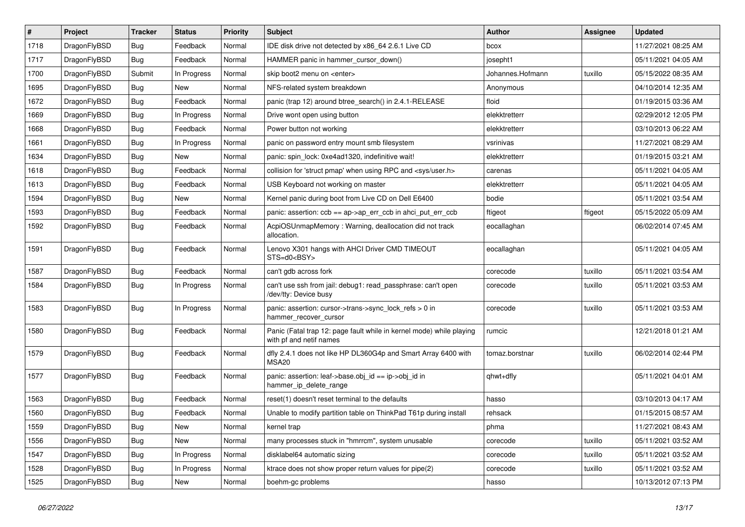| # | Project | Tracker | Status | Priority | Subject | Author | Assignee | Updated |
|---|---|---|---|---|---|---|---|---|
| 1718 | DragonFlyBSD | Bug | Feedback | Normal | IDE disk drive not detected by x86_64 2.6.1 Live CD | bcox | | 11/27/2021 08:25 AM |
| 1717 | DragonFlyBSD | Bug | Feedback | Normal | HAMMER panic in hammer_cursor_down() | josepht1 | | 05/11/2021 04:05 AM |
| 1700 | DragonFlyBSD | Submit | In Progress | Normal | skip boot2 menu on <enter> | Johannes.Hofmann | tuxillo | 05/15/2022 08:35 AM |
| 1695 | DragonFlyBSD | Bug | New | Normal | NFS-related system breakdown | Anonymous | | 04/10/2014 12:35 AM |
| 1672 | DragonFlyBSD | Bug | Feedback | Normal | panic (trap 12) around btree_search() in 2.4.1-RELEASE | floid | | 01/19/2015 03:36 AM |
| 1669 | DragonFlyBSD | Bug | In Progress | Normal | Drive wont open using button | elekktretterr | | 02/29/2012 12:05 PM |
| 1668 | DragonFlyBSD | Bug | Feedback | Normal | Power button not working | elekktretterr | | 03/10/2013 06:22 AM |
| 1661 | DragonFlyBSD | Bug | In Progress | Normal | panic on password entry mount smb filesystem | vsrinivas | | 11/27/2021 08:29 AM |
| 1634 | DragonFlyBSD | Bug | New | Normal | panic: spin_lock: 0xe4ad1320, indefinitive wait! | elekktretterr | | 01/19/2015 03:21 AM |
| 1618 | DragonFlyBSD | Bug | Feedback | Normal | collision for 'struct pmap' when using RPC and <sys/user.h> | carenas | | 05/11/2021 04:05 AM |
| 1613 | DragonFlyBSD | Bug | Feedback | Normal | USB Keyboard not working on master | elekktretterr | | 05/11/2021 04:05 AM |
| 1594 | DragonFlyBSD | Bug | New | Normal | Kernel panic during boot from Live CD on Dell E6400 | bodie | | 05/11/2021 03:54 AM |
| 1593 | DragonFlyBSD | Bug | Feedback | Normal | panic: assertion: ccb == ap->ap_err_ccb in ahci_put_err_ccb | ftigeot | ftigeot | 05/15/2022 05:09 AM |
| 1592 | DragonFlyBSD | Bug | Feedback | Normal | AcpiOSUnmapMemory : Warning, deallocation did not track allocation. | eocallaghan | | 06/02/2014 07:45 AM |
| 1591 | DragonFlyBSD | Bug | Feedback | Normal | Lenovo X301 hangs with AHCI Driver CMD TIMEOUT STS=d0<BSY> | eocallaghan | | 05/11/2021 04:05 AM |
| 1587 | DragonFlyBSD | Bug | Feedback | Normal | can't gdb across fork | corecode | tuxillo | 05/11/2021 03:54 AM |
| 1584 | DragonFlyBSD | Bug | In Progress | Normal | can't use ssh from jail: debug1: read_passphrase: can't open /dev/tty: Device busy | corecode | tuxillo | 05/11/2021 03:53 AM |
| 1583 | DragonFlyBSD | Bug | In Progress | Normal | panic: assertion: cursor->trans->sync_lock_refs > 0 in hammer_recover_cursor | corecode | tuxillo | 05/11/2021 03:53 AM |
| 1580 | DragonFlyBSD | Bug | Feedback | Normal | Panic (Fatal trap 12: page fault while in kernel mode) while playing with pf and netif names | rumcic | | 12/21/2018 01:21 AM |
| 1579 | DragonFlyBSD | Bug | Feedback | Normal | dfly 2.4.1 does not like HP DL360G4p and Smart Array 6400 with MSA20 | tomaz.borstnar | tuxillo | 06/02/2014 02:44 PM |
| 1577 | DragonFlyBSD | Bug | Feedback | Normal | panic: assertion: leaf->base.obj_id == ip->obj_id in hammer_ip_delete_range | qhwt+dfly | | 05/11/2021 04:01 AM |
| 1563 | DragonFlyBSD | Bug | Feedback | Normal | reset(1) doesn't reset terminal to the defaults | hasso | | 03/10/2013 04:17 AM |
| 1560 | DragonFlyBSD | Bug | Feedback | Normal | Unable to modify partition table on ThinkPad T61p during install | rehsack | | 01/15/2015 08:57 AM |
| 1559 | DragonFlyBSD | Bug | New | Normal | kernel trap | phma | | 11/27/2021 08:43 AM |
| 1556 | DragonFlyBSD | Bug | New | Normal | many processes stuck in "hmrrcm", system unusable | corecode | tuxillo | 05/11/2021 03:52 AM |
| 1547 | DragonFlyBSD | Bug | In Progress | Normal | disklabel64 automatic sizing | corecode | tuxillo | 05/11/2021 03:52 AM |
| 1528 | DragonFlyBSD | Bug | In Progress | Normal | ktrace does not show proper return values for pipe(2) | corecode | tuxillo | 05/11/2021 03:52 AM |
| 1525 | DragonFlyBSD | Bug | New | Normal | boehm-gc problems | hasso | | 10/13/2012 07:13 PM |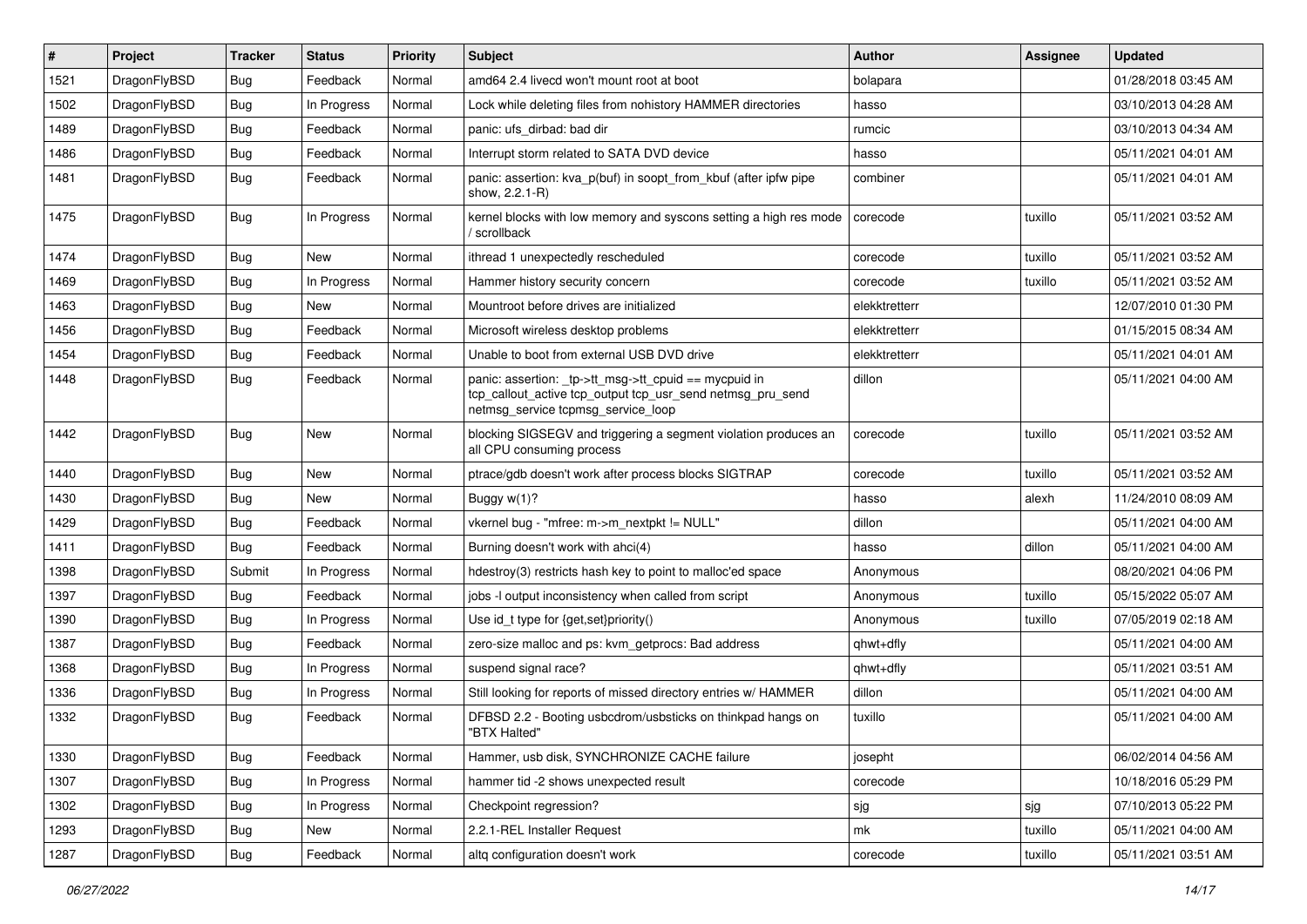| # | Project | Tracker | Status | Priority | Subject | Author | Assignee | Updated |
|---|---|---|---|---|---|---|---|---|
| 1521 | DragonFlyBSD | Bug | Feedback | Normal | amd64 2.4 livecd won't mount root at boot | bolapara | | 01/28/2018 03:45 AM |
| 1502 | DragonFlyBSD | Bug | In Progress | Normal | Lock while deleting files from nohistory HAMMER directories | hasso | | 03/10/2013 04:28 AM |
| 1489 | DragonFlyBSD | Bug | Feedback | Normal | panic: ufs_dirbad: bad dir | rumcic | | 03/10/2013 04:34 AM |
| 1486 | DragonFlyBSD | Bug | Feedback | Normal | Interrupt storm related to SATA DVD device | hasso | | 05/11/2021 04:01 AM |
| 1481 | DragonFlyBSD | Bug | Feedback | Normal | panic: assertion: kva_p(buf) in soopt_from_kbuf (after ipfw pipe show, 2.2.1-R) | combiner | | 05/11/2021 04:01 AM |
| 1475 | DragonFlyBSD | Bug | In Progress | Normal | kernel blocks with low memory and syscons setting a high res mode / scrollback | corecode | tuxillo | 05/11/2021 03:52 AM |
| 1474 | DragonFlyBSD | Bug | New | Normal | ithread 1 unexpectedly rescheduled | corecode | tuxillo | 05/11/2021 03:52 AM |
| 1469 | DragonFlyBSD | Bug | In Progress | Normal | Hammer history security concern | corecode | tuxillo | 05/11/2021 03:52 AM |
| 1463 | DragonFlyBSD | Bug | New | Normal | Mountroot before drives are initialized | elekktretterr | | 12/07/2010 01:30 PM |
| 1456 | DragonFlyBSD | Bug | Feedback | Normal | Microsoft wireless desktop problems | elekktretterr | | 01/15/2015 08:34 AM |
| 1454 | DragonFlyBSD | Bug | Feedback | Normal | Unable to boot from external USB DVD drive | elekktretterr | | 05/11/2021 04:01 AM |
| 1448 | DragonFlyBSD | Bug | Feedback | Normal | panic: assertion: _tp->tt_msg->tt_cpuid == mycpuid in tcp_callout_active tcp_output tcp_usr_send netmsg_pru_send netmsg_service tcpmsg_service_loop | dillon | | 05/11/2021 04:00 AM |
| 1442 | DragonFlyBSD | Bug | New | Normal | blocking SIGSEGV and triggering a segment violation produces an all CPU consuming process | corecode | tuxillo | 05/11/2021 03:52 AM |
| 1440 | DragonFlyBSD | Bug | New | Normal | ptrace/gdb doesn't work after process blocks SIGTRAP | corecode | tuxillo | 05/11/2021 03:52 AM |
| 1430 | DragonFlyBSD | Bug | New | Normal | Buggy w(1)? | hasso | alexh | 11/24/2010 08:09 AM |
| 1429 | DragonFlyBSD | Bug | Feedback | Normal | vkernel bug - "mfree: m->m_nextpkt != NULL" | dillon | | 05/11/2021 04:00 AM |
| 1411 | DragonFlyBSD | Bug | Feedback | Normal | Burning doesn't work with ahci(4) | hasso | dillon | 05/11/2021 04:00 AM |
| 1398 | DragonFlyBSD | Submit | In Progress | Normal | hdestroy(3) restricts hash key to point to malloc'ed space | Anonymous | | 08/20/2021 04:06 PM |
| 1397 | DragonFlyBSD | Bug | Feedback | Normal | jobs -l output inconsistency when called from script | Anonymous | tuxillo | 05/15/2022 05:07 AM |
| 1390 | DragonFlyBSD | Bug | In Progress | Normal | Use id_t type for {get,set}priority() | Anonymous | tuxillo | 07/05/2019 02:18 AM |
| 1387 | DragonFlyBSD | Bug | Feedback | Normal | zero-size malloc and ps: kvm_getprocs: Bad address | qhwt+dfly | | 05/11/2021 04:00 AM |
| 1368 | DragonFlyBSD | Bug | In Progress | Normal | suspend signal race? | qhwt+dfly | | 05/11/2021 03:51 AM |
| 1336 | DragonFlyBSD | Bug | In Progress | Normal | Still looking for reports of missed directory entries w/ HAMMER | dillon | | 05/11/2021 04:00 AM |
| 1332 | DragonFlyBSD | Bug | Feedback | Normal | DFBSD 2.2 - Booting usbcdrom/usbsticks on thinkpad hangs on "BTX Halted" | tuxillo | | 05/11/2021 04:00 AM |
| 1330 | DragonFlyBSD | Bug | Feedback | Normal | Hammer, usb disk, SYNCHRONIZE CACHE failure | josepht | | 06/02/2014 04:56 AM |
| 1307 | DragonFlyBSD | Bug | In Progress | Normal | hammer tid -2 shows unexpected result | corecode | | 10/18/2016 05:29 PM |
| 1302 | DragonFlyBSD | Bug | In Progress | Normal | Checkpoint regression? | sjg | sjg | 07/10/2013 05:22 PM |
| 1293 | DragonFlyBSD | Bug | New | Normal | 2.2.1-REL Installer Request | mk | tuxillo | 05/11/2021 04:00 AM |
| 1287 | DragonFlyBSD | Bug | Feedback | Normal | altq configuration doesn't work | corecode | tuxillo | 05/11/2021 03:51 AM |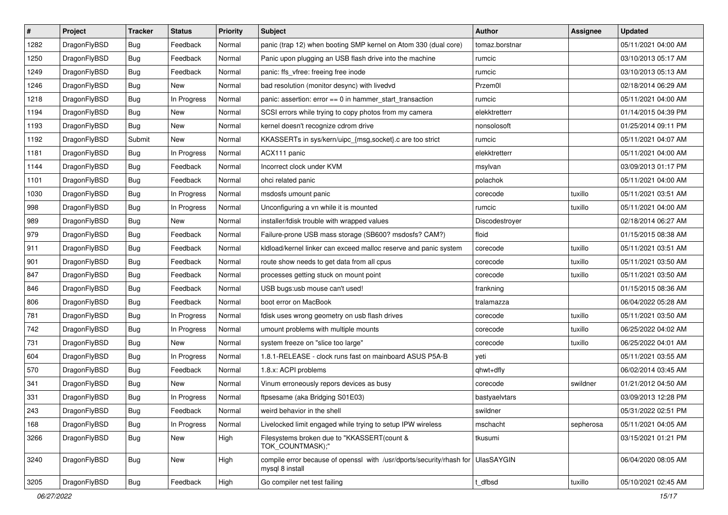| # | Project | Tracker | Status | Priority | Subject | Author | Assignee | Updated |
|---|---|---|---|---|---|---|---|---|
| 1282 | DragonFlyBSD | Bug | Feedback | Normal | panic (trap 12) when booting SMP kernel on Atom 330 (dual core) | tomaz.borstnar | | 05/11/2021 04:00 AM |
| 1250 | DragonFlyBSD | Bug | Feedback | Normal | Panic upon plugging an USB flash drive into the machine | rumcic | | 03/10/2013 05:17 AM |
| 1249 | DragonFlyBSD | Bug | Feedback | Normal | panic: ffs_vfree: freeing free inode | rumcic | | 03/10/2013 05:13 AM |
| 1246 | DragonFlyBSD | Bug | New | Normal | bad resolution (monitor desync) with livedvd | Przem0l | | 02/18/2014 06:29 AM |
| 1218 | DragonFlyBSD | Bug | In Progress | Normal | panic: assertion: error == 0 in hammer_start_transaction | rumcic | | 05/11/2021 04:00 AM |
| 1194 | DragonFlyBSD | Bug | New | Normal | SCSI errors while trying to copy photos from my camera | elekktretterr | | 01/14/2015 04:39 PM |
| 1193 | DragonFlyBSD | Bug | New | Normal | kernel doesn't recognize cdrom drive | nonsolosoft | | 01/25/2014 09:11 PM |
| 1192 | DragonFlyBSD | Submit | New | Normal | KKASSERTs in sys/kern/uipc_{msg,socket}.c are too strict | rumcic | | 05/11/2021 04:07 AM |
| 1181 | DragonFlyBSD | Bug | In Progress | Normal | ACX111 panic | elekktretterr | | 05/11/2021 04:00 AM |
| 1144 | DragonFlyBSD | Bug | Feedback | Normal | Incorrect clock under KVM | msylvan | | 03/09/2013 01:17 PM |
| 1101 | DragonFlyBSD | Bug | Feedback | Normal | ohci related panic | polachok | | 05/11/2021 04:00 AM |
| 1030 | DragonFlyBSD | Bug | In Progress | Normal | msdosfs umount panic | corecode | tuxillo | 05/11/2021 03:51 AM |
| 998 | DragonFlyBSD | Bug | In Progress | Normal | Unconfiguring a vn while it is mounted | rumcic | tuxillo | 05/11/2021 04:00 AM |
| 989 | DragonFlyBSD | Bug | New | Normal | installer/fdisk trouble with wrapped values | Discodestroyer | | 02/18/2014 06:27 AM |
| 979 | DragonFlyBSD | Bug | Feedback | Normal | Failure-prone USB mass storage (SB600? msdosfs? CAM?) | floid | | 01/15/2015 08:38 AM |
| 911 | DragonFlyBSD | Bug | Feedback | Normal | kldload/kernel linker can exceed malloc reserve and panic system | corecode | tuxillo | 05/11/2021 03:51 AM |
| 901 | DragonFlyBSD | Bug | Feedback | Normal | route show needs to get data from all cpus | corecode | tuxillo | 05/11/2021 03:50 AM |
| 847 | DragonFlyBSD | Bug | Feedback | Normal | processes getting stuck on mount point | corecode | tuxillo | 05/11/2021 03:50 AM |
| 846 | DragonFlyBSD | Bug | Feedback | Normal | USB bugs:usb mouse can't used! | frankning | | 01/15/2015 08:36 AM |
| 806 | DragonFlyBSD | Bug | Feedback | Normal | boot error on MacBook | tralamazza | | 06/04/2022 05:28 AM |
| 781 | DragonFlyBSD | Bug | In Progress | Normal | fdisk uses wrong geometry on usb flash drives | corecode | tuxillo | 05/11/2021 03:50 AM |
| 742 | DragonFlyBSD | Bug | In Progress | Normal | umount problems with multiple mounts | corecode | tuxillo | 06/25/2022 04:02 AM |
| 731 | DragonFlyBSD | Bug | New | Normal | system freeze on "slice too large" | corecode | tuxillo | 06/25/2022 04:01 AM |
| 604 | DragonFlyBSD | Bug | In Progress | Normal | 1.8.1-RELEASE - clock runs fast on mainboard ASUS P5A-B | yeti | | 05/11/2021 03:55 AM |
| 570 | DragonFlyBSD | Bug | Feedback | Normal | 1.8.x: ACPI problems | qhwt+dfly | | 06/02/2014 03:45 AM |
| 341 | DragonFlyBSD | Bug | New | Normal | Vinum erroneously repors devices as busy | corecode | swildner | 01/21/2012 04:50 AM |
| 331 | DragonFlyBSD | Bug | In Progress | Normal | ftpsesame (aka Bridging S01E03) | bastyaelvtars | | 03/09/2013 12:28 PM |
| 243 | DragonFlyBSD | Bug | Feedback | Normal | weird behavior in the shell | swildner | | 05/31/2022 02:51 PM |
| 168 | DragonFlyBSD | Bug | In Progress | Normal | Livelocked limit engaged while trying to setup IPW wireless | mschacht | sepherosa | 05/11/2021 04:05 AM |
| 3266 | DragonFlyBSD | Bug | New | High | Filesystems broken due to "KKASSERT(count & TOK_COUNTMASK);" | tkusumi | | 03/15/2021 01:21 PM |
| 3240 | DragonFlyBSD | Bug | New | High | compile error because of openssl with /usr/dports/security/rhash for mysql 8 install | UlasSAYGIN | | 06/04/2020 08:05 AM |
| 3205 | DragonFlyBSD | Bug | Feedback | High | Go compiler net test failing | t_dfbsd | tuxillo | 05/10/2021 02:45 AM |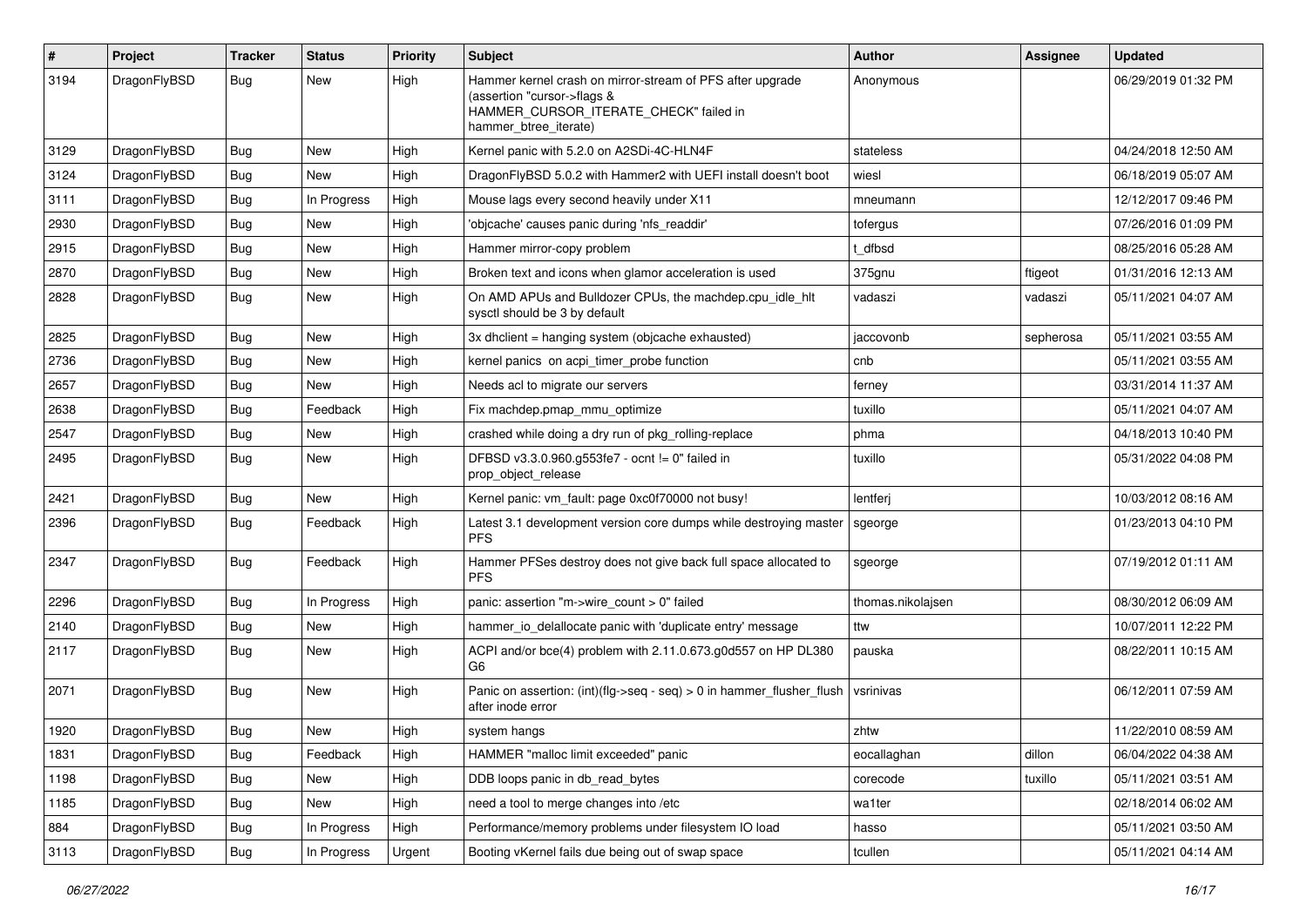| # | Project | Tracker | Status | Priority | Subject | Author | Assignee | Updated |
|---|---|---|---|---|---|---|---|---|
| 3194 | DragonFlyBSD | Bug | New | High | Hammer kernel crash on mirror-stream of PFS after upgrade (assertion "cursor->flags & HAMMER_CURSOR_ITERATE_CHECK" failed in hammer_btree_iterate) | Anonymous | | 06/29/2019 01:32 PM |
| 3129 | DragonFlyBSD | Bug | New | High | Kernel panic with 5.2.0 on A2SDi-4C-HLN4F | stateless | | 04/24/2018 12:50 AM |
| 3124 | DragonFlyBSD | Bug | New | High | DragonFlyBSD 5.0.2 with Hammer2 with UEFI install doesn't boot | wiesl | | 06/18/2019 05:07 AM |
| 3111 | DragonFlyBSD | Bug | In Progress | High | Mouse lags every second heavily under X11 | mneumann | | 12/12/2017 09:46 PM |
| 2930 | DragonFlyBSD | Bug | New | High | 'objcache' causes panic during 'nfs_readdir' | tofergus | | 07/26/2016 01:09 PM |
| 2915 | DragonFlyBSD | Bug | New | High | Hammer mirror-copy problem | t_dfbsd | | 08/25/2016 05:28 AM |
| 2870 | DragonFlyBSD | Bug | New | High | Broken text and icons when glamor acceleration is used | 375gnu | ftigeot | 01/31/2016 12:13 AM |
| 2828 | DragonFlyBSD | Bug | New | High | On AMD APUs and Bulldozer CPUs, the machdep.cpu_idle_hlt sysctl should be 3 by default | vadaszi | vadaszi | 05/11/2021 04:07 AM |
| 2825 | DragonFlyBSD | Bug | New | High | 3x dhclient = hanging system (objcache exhausted) | jaccovonb | sepherosa | 05/11/2021 03:55 AM |
| 2736 | DragonFlyBSD | Bug | New | High | kernel panics on acpi_timer_probe function | cnb | | 05/11/2021 03:55 AM |
| 2657 | DragonFlyBSD | Bug | New | High | Needs acl to migrate our servers | ferney | | 03/31/2014 11:37 AM |
| 2638 | DragonFlyBSD | Bug | Feedback | High | Fix machdep.pmap_mmu_optimize | tuxillo | | 05/11/2021 04:07 AM |
| 2547 | DragonFlyBSD | Bug | New | High | crashed while doing a dry run of pkg_rolling-replace | phma | | 04/18/2013 10:40 PM |
| 2495 | DragonFlyBSD | Bug | New | High | DFBSD v3.3.0.960.g553fe7 - ocnt != 0" failed in prop_object_release | tuxillo | | 05/31/2022 04:08 PM |
| 2421 | DragonFlyBSD | Bug | New | High | Kernel panic: vm_fault: page 0xc0f70000 not busy! | lentferj | | 10/03/2012 08:16 AM |
| 2396 | DragonFlyBSD | Bug | Feedback | High | Latest 3.1 development version core dumps while destroying master PFS | sgeorge | | 01/23/2013 04:10 PM |
| 2347 | DragonFlyBSD | Bug | Feedback | High | Hammer PFSes destroy does not give back full space allocated to PFS | sgeorge | | 07/19/2012 01:11 AM |
| 2296 | DragonFlyBSD | Bug | In Progress | High | panic: assertion "m->wire_count > 0" failed | thomas.nikolajsen | | 08/30/2012 06:09 AM |
| 2140 | DragonFlyBSD | Bug | New | High | hammer_io_delallocate panic with 'duplicate entry' message | ttw | | 10/07/2011 12:22 PM |
| 2117 | DragonFlyBSD | Bug | New | High | ACPI and/or bce(4) problem with 2.11.0.673.g0d557 on HP DL380 G6 | pauska | | 08/22/2011 10:15 AM |
| 2071 | DragonFlyBSD | Bug | New | High | Panic on assertion: (int)(flg->seq - seq) > 0 in hammer_flusher_flush after inode error | vsrinivas | | 06/12/2011 07:59 AM |
| 1920 | DragonFlyBSD | Bug | New | High | system hangs | zhtw | | 11/22/2010 08:59 AM |
| 1831 | DragonFlyBSD | Bug | Feedback | High | HAMMER "malloc limit exceeded" panic | eocallaghan | dillon | 06/04/2022 04:38 AM |
| 1198 | DragonFlyBSD | Bug | New | High | DDB loops panic in db_read_bytes | corecode | tuxillo | 05/11/2021 03:51 AM |
| 1185 | DragonFlyBSD | Bug | New | High | need a tool to merge changes into /etc | wa1ter | | 02/18/2014 06:02 AM |
| 884 | DragonFlyBSD | Bug | In Progress | High | Performance/memory problems under filesystem IO load | hasso | | 05/11/2021 03:50 AM |
| 3113 | DragonFlyBSD | Bug | In Progress | Urgent | Booting vKernel fails due being out of swap space | tcullen | | 05/11/2021 04:14 AM |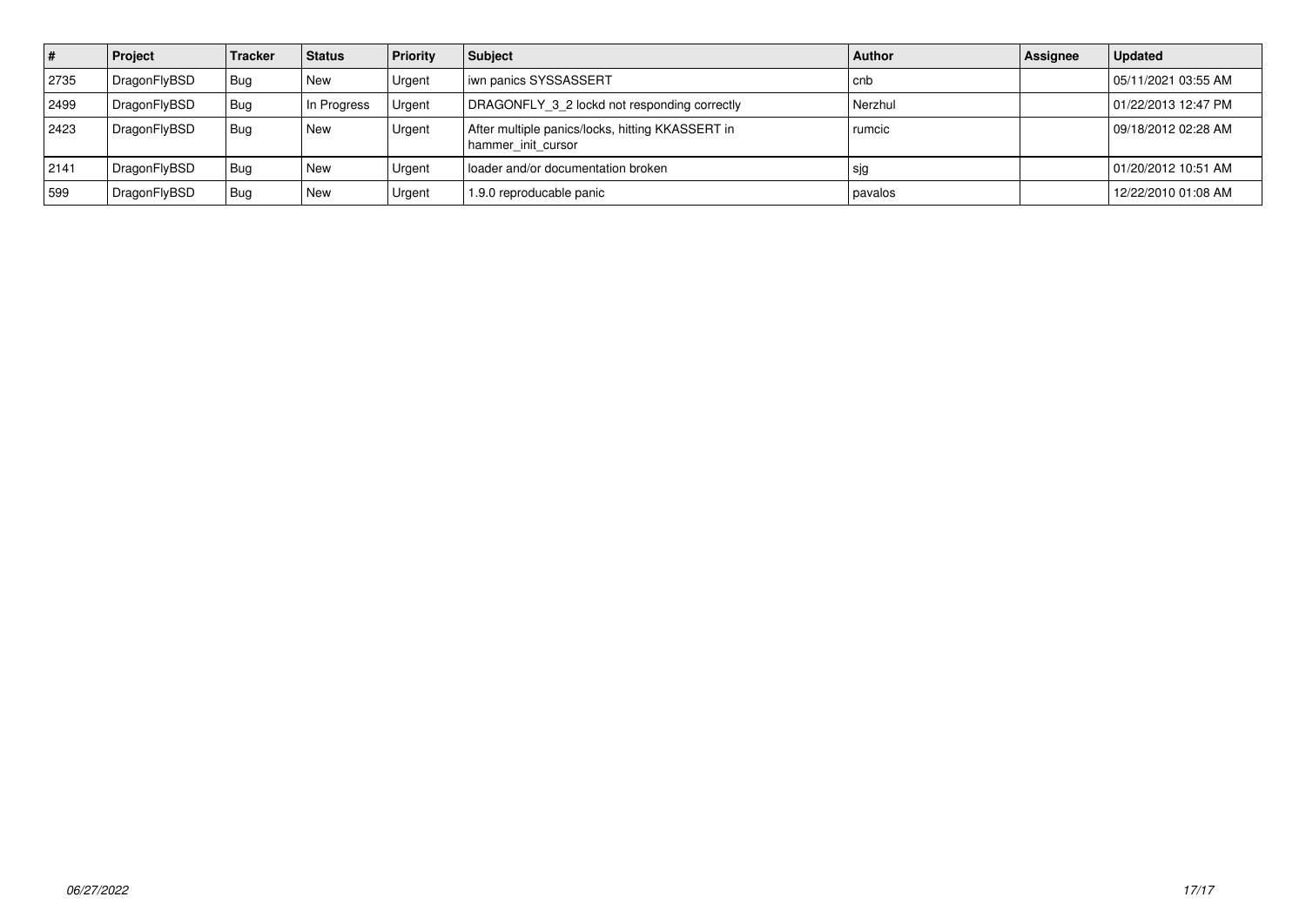| # | Project | Tracker | Status | Priority | Subject | Author | Assignee | Updated |
|---|---|---|---|---|---|---|---|---|
| 2735 | DragonFlyBSD | Bug | New | Urgent | iwn panics SYSSASSERT | cnb | | 05/11/2021 03:55 AM |
| 2499 | DragonFlyBSD | Bug | In Progress | Urgent | DRAGONFLY_3_2 lockd not responding correctly | Nerzhul | | 01/22/2013 12:47 PM |
| 2423 | DragonFlyBSD | Bug | New | Urgent | After multiple panics/locks, hitting KKASSERT in hammer_init_cursor | rumcic | | 09/18/2012 02:28 AM |
| 2141 | DragonFlyBSD | Bug | New | Urgent | loader and/or documentation broken | sjg | | 01/20/2012 10:51 AM |
| 599 | DragonFlyBSD | Bug | New | Urgent | 1.9.0 reproducable panic | pavalos | | 12/22/2010 01:08 AM |